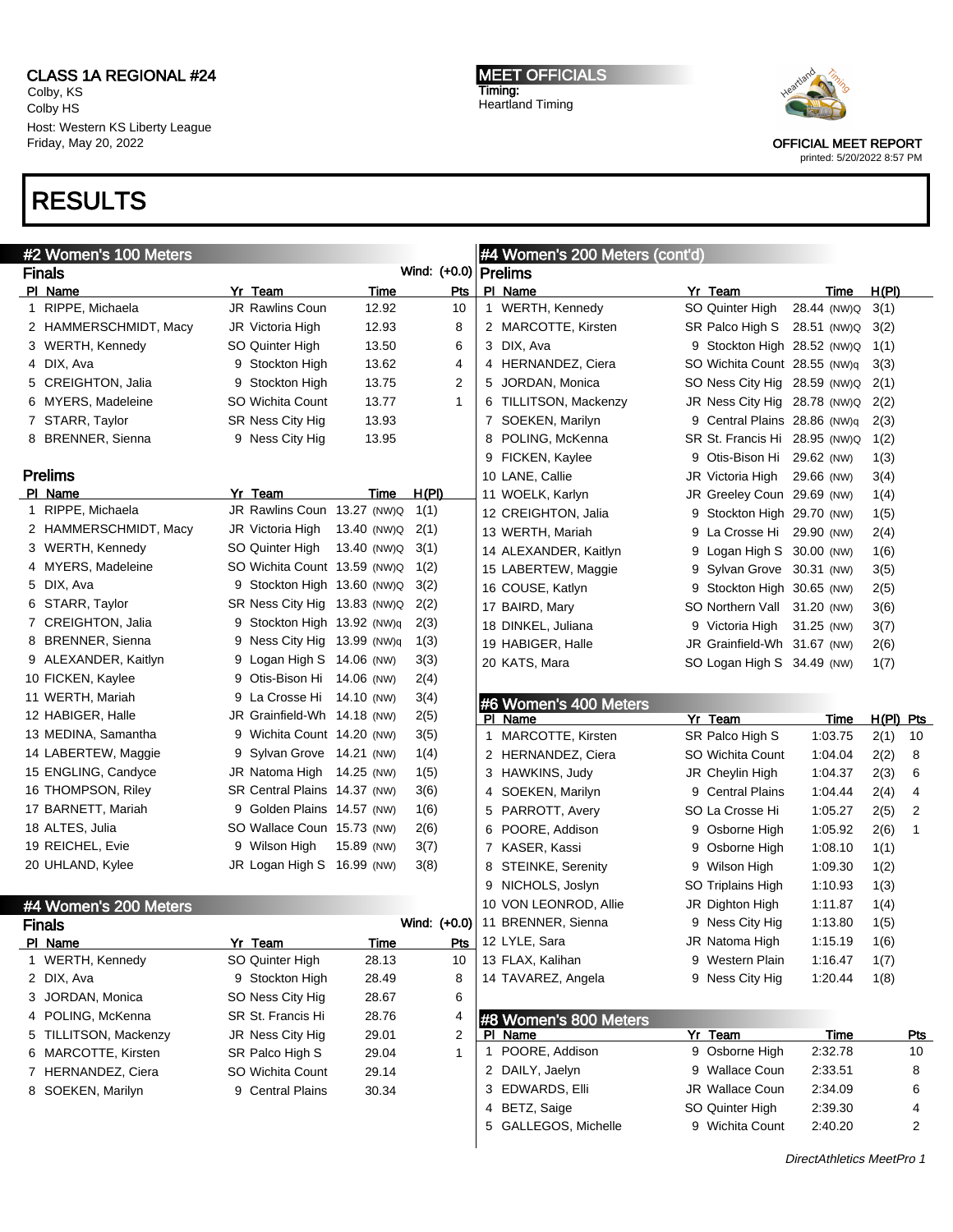CLASS 1A REGIONAL #24
Colby, KS
Colby HS
Host: Western KS Liberty League
Friday, May 20, 2022

MEET OFFICIALS
Timing:
Heartland Timing

OFFICIAL MEET REPORT
printed: 5/20/2022 8:57 PM

# RESULTS

## #2 Women's 100 Meters

### Finals

Wind: (+0.0)

| Pl | Name | Yr | Team | Time | Pts |
|---|---|---|---|---|---|
| 1 | RIPPE, Michaela | JR | Rawlins Coun | 12.92 | 10 |
| 2 | HAMMERSCHMIDT, Macy | JR | Victoria High | 12.93 | 8 |
| 3 | WERTH, Kennedy | SO | Quinter High | 13.50 | 6 |
| 4 | DIX, Ava | 9 | Stockton High | 13.62 | 4 |
| 5 | CREIGHTON, Jalia | 9 | Stockton High | 13.75 | 2 |
| 6 | MYERS, Madeleine | SO | Wichita Count | 13.77 | 1 |
| 7 | STARR, Taylor | SR | Ness City Hig | 13.93 | |
| 8 | BRENNER, Sienna | 9 | Ness City Hig | 13.95 | |

### Prelims

| Pl | Name | Yr | Team | Time | H(Pl) |
|---|---|---|---|---|---|
| 1 | RIPPE, Michaela | JR | Rawlins Coun | 13.27 (NW)Q | 1(1) |
| 2 | HAMMERSCHMIDT, Macy | JR | Victoria High | 13.40 (NW)Q | 2(1) |
| 3 | WERTH, Kennedy | SO | Quinter High | 13.40 (NW)Q | 3(1) |
| 4 | MYERS, Madeleine | SO | Wichita Count | 13.59 (NW)Q | 1(2) |
| 5 | DIX, Ava | 9 | Stockton High | 13.60 (NW)Q | 3(2) |
| 6 | STARR, Taylor | SR | Ness City Hig | 13.83 (NW)Q | 2(2) |
| 7 | CREIGHTON, Jalia | 9 | Stockton High | 13.92 (NW)q | 2(3) |
| 8 | BRENNER, Sienna | 9 | Ness City Hig | 13.99 (NW)q | 1(3) |
| 9 | ALEXANDER, Kaitlyn | 9 | Logan High S | 14.06 (NW) | 3(3) |
| 10 | FICKEN, Kaylee | 9 | Otis-Bison Hi | 14.06 (NW) | 2(4) |
| 11 | WERTH, Mariah | 9 | La Crosse Hi | 14.10 (NW) | 3(4) |
| 12 | HABIGER, Halle | JR | Grainfield-Wh | 14.18 (NW) | 2(5) |
| 13 | MEDINA, Samantha | 9 | Wichita Count | 14.20 (NW) | 3(5) |
| 14 | LABERTEW, Maggie | 9 | Sylvan Grove | 14.21 (NW) | 1(4) |
| 15 | ENGLING, Candyce | JR | Natoma High | 14.25 (NW) | 1(5) |
| 16 | THOMPSON, Riley | SR | Central Plains | 14.37 (NW) | 3(6) |
| 17 | BARNETT, Mariah | 9 | Golden Plains | 14.57 (NW) | 1(6) |
| 18 | ALTES, Julia | SO | Wallace Coun | 15.73 (NW) | 2(6) |
| 19 | REICHEL, Evie | 9 | Wilson High | 15.89 (NW) | 3(7) |
| 20 | UHLAND, Kylee | JR | Logan High S | 16.99 (NW) | 3(8) |

## #4 Women's 200 Meters

### Finals

Wind: (+0.0)

| Pl | Name | Yr | Team | Time | Pts |
|---|---|---|---|---|---|
| 1 | WERTH, Kennedy | SO | Quinter High | 28.13 | 10 |
| 2 | DIX, Ava | 9 | Stockton High | 28.49 | 8 |
| 3 | JORDAN, Monica | SO | Ness City Hig | 28.67 | 6 |
| 4 | POLING, McKenna | SR | St. Francis Hi | 28.76 | 4 |
| 5 | TILLITSON, Mackenzy | JR | Ness City Hig | 29.01 | 2 |
| 6 | MARCOTTE, Kirsten | SR | Palco High S | 29.04 | 1 |
| 7 | HERNANDEZ, Ciera | SO | Wichita Count | 29.14 | |
| 8 | SOEKEN, Marilyn | 9 | Central Plains | 30.34 | |

## #4 Women's 200 Meters (cont'd)

### Prelims

| Pl | Name | Yr | Team | Time | H(Pl) |
|---|---|---|---|---|---|
| 1 | WERTH, Kennedy | SO | Quinter High | 28.44 (NW)Q | 3(1) |
| 2 | MARCOTTE, Kirsten | SR | Palco High S | 28.51 (NW)Q | 3(2) |
| 3 | DIX, Ava | 9 | Stockton High | 28.52 (NW)Q | 1(1) |
| 4 | HERNANDEZ, Ciera | SO | Wichita Count | 28.55 (NW)q | 3(3) |
| 5 | JORDAN, Monica | SO | Ness City Hig | 28.59 (NW)Q | 2(1) |
| 6 | TILLITSON, Mackenzy | JR | Ness City Hig | 28.78 (NW)Q | 2(2) |
| 7 | SOEKEN, Marilyn | 9 | Central Plains | 28.86 (NW)q | 2(3) |
| 8 | POLING, McKenna | SR | St. Francis Hi | 28.95 (NW)Q | 1(2) |
| 9 | FICKEN, Kaylee | 9 | Otis-Bison Hi | 29.62 (NW) | 1(3) |
| 10 | LANE, Callie | JR | Victoria High | 29.66 (NW) | 3(4) |
| 11 | WOELK, Karlyn | JR | Greeley Coun | 29.69 (NW) | 1(4) |
| 12 | CREIGHTON, Jalia | 9 | Stockton High | 29.70 (NW) | 1(5) |
| 13 | WERTH, Mariah | 9 | La Crosse Hi | 29.90 (NW) | 2(4) |
| 14 | ALEXANDER, Kaitlyn | 9 | Logan High S | 30.00 (NW) | 1(6) |
| 15 | LABERTEW, Maggie | 9 | Sylvan Grove | 30.31 (NW) | 3(5) |
| 16 | COUSE, Katlyn | 9 | Stockton High | 30.65 (NW) | 2(5) |
| 17 | BAIRD, Mary | SO | Northern Vall | 31.20 (NW) | 3(6) |
| 18 | DINKEL, Juliana | 9 | Victoria High | 31.25 (NW) | 3(7) |
| 19 | HABIGER, Halle | JR | Grainfield-Wh | 31.67 (NW) | 2(6) |
| 20 | KATS, Mara | SO | Logan High S | 34.49 (NW) | 1(7) |

## #6 Women's 400 Meters

| Pl | Name | Yr | Team | Time | H(Pl) | Pts |
|---|---|---|---|---|---|---|
| 1 | MARCOTTE, Kirsten | SR | Palco High S | 1:03.75 | 2(1) | 10 |
| 2 | HERNANDEZ, Ciera | SO | Wichita Count | 1:04.04 | 2(2) | 8 |
| 3 | HAWKINS, Judy | JR | Cheylin High | 1:04.37 | 2(3) | 6 |
| 4 | SOEKEN, Marilyn | 9 | Central Plains | 1:04.44 | 2(4) | 4 |
| 5 | PARROTT, Avery | SO | La Crosse Hi | 1:05.27 | 2(5) | 2 |
| 6 | POORE, Addison | 9 | Osborne High | 1:05.92 | 2(6) | 1 |
| 7 | KASER, Kassi | 9 | Osborne High | 1:08.10 | 1(1) | |
| 8 | STEINKE, Serenity | 9 | Wilson High | 1:09.30 | 1(2) | |
| 9 | NICHOLS, Joslyn | SO | Triplains High | 1:10.93 | 1(3) | |
| 10 | VON LEONROD, Allie | JR | Dighton High | 1:11.87 | 1(4) | |
| 11 | BRENNER, Sienna | 9 | Ness City Hig | 1:13.80 | 1(5) | |
| 12 | LYLE, Sara | JR | Natoma High | 1:15.19 | 1(6) | |
| 13 | FLAX, Kalihan | 9 | Western Plain | 1:16.47 | 1(7) | |
| 14 | TAVAREZ, Angela | 9 | Ness City Hig | 1:20.44 | 1(8) | |

## #8 Women's 800 Meters

| Pl | Name | Yr | Team | Time | Pts |
|---|---|---|---|---|---|
| 1 | POORE, Addison | 9 | Osborne High | 2:32.78 | 10 |
| 2 | DAILY, Jaelyn | 9 | Wallace Coun | 2:33.51 | 8 |
| 3 | EDWARDS, Elli | JR | Wallace Coun | 2:34.09 | 6 |
| 4 | BETZ, Saige | SO | Quinter High | 2:39.30 | 4 |
| 5 | GALLEGOS, Michelle | 9 | Wichita Count | 2:40.20 | 2 |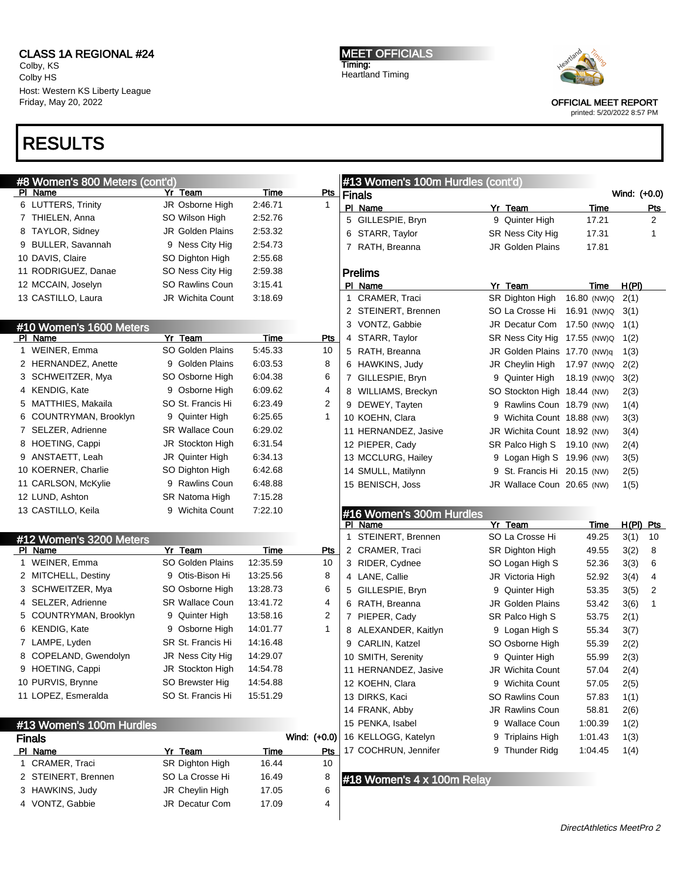# CLASS 1A REGIONAL #24

Colby, KS
Colby HS
Host: Western KS Liberty League
Friday, May 20, 2022

**MEET OFFICIALS**
Timing:
Heartland Timing

OFFICIAL MEET REPORT
printed: 5/20/2022 8:57 PM

# RESULTS

## #8 Women's 800 Meters (cont'd)

| Pl | Name | Yr | Team | Time | Pts |
|---|---|---|---|---|---|
| 6 | LUTTERS, Trinity | JR | Osborne High | 2:46.71 | 1 |
| 7 | THIELEN, Anna | SO | Wilson High | 2:52.76 | |
| 8 | TAYLOR, Sidney | JR | Golden Plains | 2:53.32 | |
| 9 | BULLER, Savannah | 9 | Ness City Hig | 2:54.73 | |
| 10 | DAVIS, Claire | SO | Dighton High | 2:55.68 | |
| 11 | RODRIGUEZ, Danae | SO | Ness City Hig | 2:59.38 | |
| 12 | MCCAIN, Joselyn | SO | Rawlins Coun | 3:15.41 | |
| 13 | CASTILLO, Laura | JR | Wichita Count | 3:18.69 | |

## #10 Women's 1600 Meters

| Pl | Name | Yr | Team | Time | Pts |
|---|---|---|---|---|---|
| 1 | WEINER, Emma | SO | Golden Plains | 5:45.33 | 10 |
| 2 | HERNANDEZ, Anette | 9 | Golden Plains | 6:03.53 | 8 |
| 3 | SCHWEITZER, Mya | SO | Osborne High | 6:04.38 | 6 |
| 4 | KENDIG, Kate | 9 | Osborne High | 6:09.62 | 4 |
| 5 | MATTHIES, Makaila | SO | St. Francis Hi | 6:23.49 | 2 |
| 6 | COUNTRYMAN, Brooklyn | 9 | Quinter High | 6:25.65 | 1 |
| 7 | SELZER, Adrienne | SR | Wallace Coun | 6:29.02 | |
| 8 | HOETING, Cappi | JR | Stockton High | 6:31.54 | |
| 9 | ANSTAETT, Leah | JR | Quinter High | 6:34.13 | |
| 10 | KOERNER, Charlie | SO | Dighton High | 6:42.68 | |
| 11 | CARLSON, McKylie | 9 | Rawlins Coun | 6:48.88 | |
| 12 | LUND, Ashton | SR | Natoma High | 7:15.28 | |
| 13 | CASTILLO, Keila | 9 | Wichita Count | 7:22.10 | |

## #12 Women's 3200 Meters

| Pl | Name | Yr | Team | Time | Pts |
|---|---|---|---|---|---|
| 1 | WEINER, Emma | SO | Golden Plains | 12:35.59 | 10 |
| 2 | MITCHELL, Destiny | 9 | Otis-Bison Hi | 13:25.56 | 8 |
| 3 | SCHWEITZER, Mya | SO | Osborne High | 13:28.73 | 6 |
| 4 | SELZER, Adrienne | SR | Wallace Coun | 13:41.72 | 4 |
| 5 | COUNTRYMAN, Brooklyn | 9 | Quinter High | 13:58.16 | 2 |
| 6 | KENDIG, Kate | 9 | Osborne High | 14:01.77 | 1 |
| 7 | LAMPE, Lyden | SR | St. Francis Hi | 14:16.48 | |
| 8 | COPELAND, Gwendolyn | JR | Ness City Hig | 14:29.07 | |
| 9 | HOETING, Cappi | JR | Stockton High | 14:54.78 | |
| 10 | PURVIS, Brynne | SO | Brewster Hig | 14:54.88 | |
| 11 | LOPEZ, Esmeralda | SO | St. Francis Hi | 15:51.29 | |

## #13 Women's 100m Hurdles

### Finals

Wind: (+0.0)

| Pl | Name | Yr | Team | Time | Pts |
|---|---|---|---|---|---|
| 1 | CRAMER, Traci | SR | Dighton High | 16.44 | 10 |
| 2 | STEINERT, Brennen | SO | La Crosse Hi | 16.49 | 8 |
| 3 | HAWKINS, Judy | JR | Cheylin High | 17.05 | 6 |
| 4 | VONTZ, Gabbie | JR | Decatur Com | 17.09 | 4 |
| 5 | GILLESPIE, Bryn | 9 | Quinter High | 17.21 | 2 |
| 6 | STARR, Taylor | SR | Ness City Hig | 17.31 | 1 |
| 7 | RATH, Breanna | JR | Golden Plains | 17.81 | |

### Prelims

| Pl | Name | Yr | Team | Time | H(Pl) |
|---|---|---|---|---|---|
| 1 | CRAMER, Traci | SR | Dighton High | 16.80 (NW)Q | 2(1) |
| 2 | STEINERT, Brennen | SO | La Crosse Hi | 16.91 (NW)Q | 3(1) |
| 3 | VONTZ, Gabbie | JR | Decatur Com | 17.50 (NW)Q | 1(1) |
| 4 | STARR, Taylor | SR | Ness City Hig | 17.55 (NW)Q | 1(2) |
| 5 | RATH, Breanna | JR | Golden Plains | 17.70 (NW)q | 1(3) |
| 6 | HAWKINS, Judy | JR | Cheylin High | 17.97 (NW)Q | 2(2) |
| 7 | GILLESPIE, Bryn | 9 | Quinter High | 18.19 (NW)Q | 3(2) |
| 8 | WILLIAMS, Breckyn | SO | Stockton High | 18.44 (NW) | 2(3) |
| 9 | DEWEY, Tayten | 9 | Rawlins Coun | 18.79 (NW) | 1(4) |
| 10 | KOEHN, Clara | 9 | Wichita Count | 18.88 (NW) | 3(3) |
| 11 | HERNANDEZ, Jasive | JR | Wichita Count | 18.92 (NW) | 3(4) |
| 12 | PIEPER, Cady | SR | Palco High S | 19.10 (NW) | 2(4) |
| 13 | MCCLURG, Hailey | 9 | Logan High S | 19.96 (NW) | 3(5) |
| 14 | SMULL, Matilynn | 9 | St. Francis Hi | 20.15 (NW) | 2(5) |
| 15 | BENISCH, Joss | JR | Wallace Coun | 20.65 (NW) | 1(5) |

## #16 Women's 300m Hurdles

| Pl | Name | Yr | Team | Time | H(Pl) | Pts |
|---|---|---|---|---|---|---|
| 1 | STEINERT, Brennen | SO | La Crosse Hi | 49.25 | 3(1) | 10 |
| 2 | CRAMER, Traci | SR | Dighton High | 49.55 | 3(2) | 8 |
| 3 | RIDER, Cydnee | SO | Logan High S | 52.36 | 3(3) | 6 |
| 4 | LANE, Callie | JR | Victoria High | 52.92 | 3(4) | 4 |
| 5 | GILLESPIE, Bryn | 9 | Quinter High | 53.35 | 3(5) | 2 |
| 6 | RATH, Breanna | JR | Golden Plains | 53.42 | 3(6) | 1 |
| 7 | PIEPER, Cady | SR | Palco High S | 53.75 | 2(1) | |
| 8 | ALEXANDER, Kaitlyn | 9 | Logan High S | 55.34 | 3(7) | |
| 9 | CARLIN, Katzel | SO | Osborne High | 55.39 | 2(2) | |
| 10 | SMITH, Serenity | 9 | Quinter High | 55.99 | 2(3) | |
| 11 | HERNANDEZ, Jasive | JR | Wichita Count | 57.04 | 2(4) | |
| 12 | KOEHN, Clara | 9 | Wichita Count | 57.05 | 2(5) | |
| 13 | DIRKS, Kaci | SO | Rawlins Coun | 57.83 | 1(1) | |
| 14 | FRANK, Abby | JR | Rawlins Coun | 58.81 | 2(6) | |
| 15 | PENKA, Isabel | 9 | Wallace Coun | 1:00.39 | 1(2) | |
| 16 | KELLOGG, Katelyn | 9 | Triplains High | 1:01.43 | 1(3) | |
| 17 | COCHRUN, Jennifer | 9 | Thunder Ridg | 1:04.45 | 1(4) | |

## #18 Women's 4 x 100m Relay

DirectAthletics MeetPro 2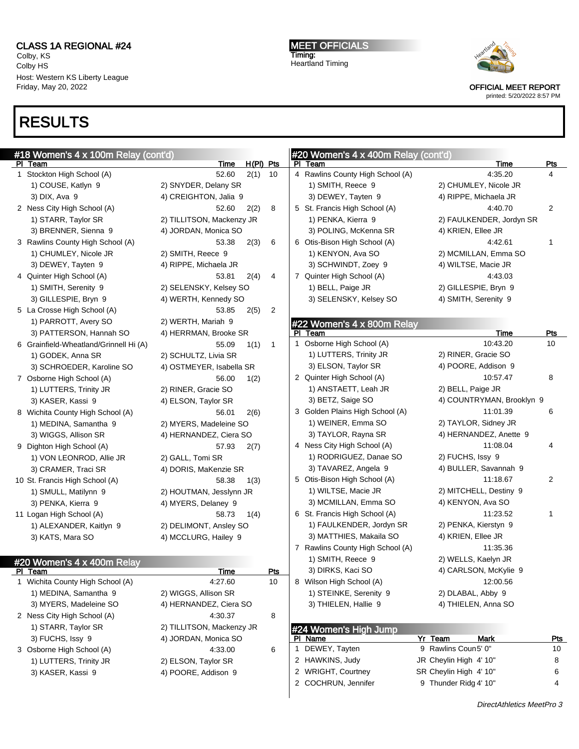# RESULTS

## #18 Women's 4 x 100m Relay (cont'd)

| Pl | Team | Time | H(Pl) | Pts |
|---|---|---|---|---|
| 1 | Stockton High School (A) | 52.60 | 2(1) | 10 |
| | 1) COUSE, Katlyn 9; 2) SNYDER, Delany SR; 3) DIX, Ava 9; 4) CREIGHTON, Jalia 9 | | | |
| 2 | Ness City High School (A) | 52.60 | 2(2) | 8 |
| | 1) STARR, Taylor SR; 2) TILLITSON, Mackenzy JR; 3) BRENNER, Sienna 9; 4) JORDAN, Monica SO | | | |
| 3 | Rawlins County High School (A) | 53.38 | 2(3) | 6 |
| | 1) CHUMLEY, Nicole JR; 2) SMITH, Reece 9; 3) DEWEY, Tayten 9; 4) RIPPE, Michaela JR | | | |
| 4 | Quinter High School (A) | 53.81 | 2(4) | 4 |
| | 1) SMITH, Serenity 9; 2) SELENSKY, Kelsey SO; 3) GILLESPIE, Bryn 9; 4) WERTH, Kennedy SO | | | |
| 5 | La Crosse High School (A) | 53.85 | 2(5) | 2 |
| | 1) PARROTT, Avery SO; 2) WERTH, Mariah 9; 3) PATTERSON, Hannah SO; 4) HERRMAN, Brooke SR | | | |
| 6 | Grainfield-Wheatland/Grinnell Hi (A) | 55.09 | 1(1) | 1 |
| | 1) GODEK, Anna SR; 2) SCHULTZ, Livia SR; 3) SCHROEDER, Karoline SO; 4) OSTMEYER, Isabella SR | | | |
| 7 | Osborne High School (A) | 56.00 | 1(2) | |
| | 1) LUTTERS, Trinity JR; 2) RINER, Gracie SO; 3) KASER, Kassi 9; 4) ELSON, Taylor SR | | | |
| 8 | Wichita County High School (A) | 56.01 | 2(6) | |
| | 1) MEDINA, Samantha 9; 2) MYERS, Madeleine SO; 3) WIGGS, Allison SR; 4) HERNANDEZ, Ciera SO | | | |
| 9 | Dighton High School (A) | 57.93 | 2(7) | |
| | 1) VON LEONROD, Allie JR; 2) GALL, Tomi SR; 3) CRAMER, Traci SR; 4) DORIS, MaKenzie SR | | | |
| 10 | St. Francis High School (A) | 58.38 | 1(3) | |
| | 1) SMULL, Matilynn 9; 2) HOUTMAN, Jesslynn JR; 3) PENKA, Kierra 9; 4) MYERS, Delaney 9 | | | |
| 11 | Logan High School (A) | 58.73 | 1(4) | |
| | 1) ALEXANDER, Kaitlyn 9; 2) DELIMONT, Ansley SO; 3) KATS, Mara SO; 4) MCCLURG, Hailey 9 | | | |

## #20 Women's 4 x 400m Relay

| Pl | Team | Time | Pts |
|---|---|---|---|
| 1 | Wichita County High School (A) | 4:27.60 | 10 |
| | 1) MEDINA, Samantha 9; 2) WIGGS, Allison SR; 3) MYERS, Madeleine SO; 4) HERNANDEZ, Ciera SO | | |
| 2 | Ness City High School (A) | 4:30.37 | 8 |
| | 1) STARR, Taylor SR; 2) TILLITSON, Mackenzy JR; 3) FUCHS, Issy 9; 4) JORDAN, Monica SO | | |
| 3 | Osborne High School (A) | 4:33.00 | 6 |
| | 1) LUTTERS, Trinity JR; 2) ELSON, Taylor SR; 3) KASER, Kassi 9; 4) POORE, Addison 9 | | |
| 4 | Rawlins County High School (A) | 4:35.20 | 4 |
| | 1) SMITH, Reece 9; 2) CHUMLEY, Nicole JR; 3) DEWEY, Tayten 9; 4) RIPPE, Michaela JR | | |
| 5 | St. Francis High School (A) | 4:40.70 | 2 |
| | 1) PENKA, Kierra 9; 2) FAULKENDER, Jordyn SR; 3) POLING, McKenna SR; 4) KRIEN, Ellee JR | | |
| 6 | Otis-Bison High School (A) | 4:42.61 | 1 |
| | 1) KENYON, Ava SO; 2) MCMILLAN, Emma SO; 3) SCHWINDT, Zoey 9; 4) WILTSE, Macie JR | | |
| 7 | Quinter High School (A) | 4:43.03 | |
| | 1) BELL, Paige JR; 2) GILLESPIE, Bryn 9; 3) SELENSKY, Kelsey SO; 4) SMITH, Serenity 9 | | |

## #22 Women's 4 x 800m Relay

| Pl | Team | Time | Pts |
|---|---|---|---|
| 1 | Osborne High School (A) | 10:43.20 | 10 |
| | 1) LUTTERS, Trinity JR; 2) RINER, Gracie SO; 3) ELSON, Taylor SR; 4) POORE, Addison 9 | | |
| 2 | Quinter High School (A) | 10:57.47 | 8 |
| | 1) ANSTAETT, Leah JR; 2) BELL, Paige JR; 3) BETZ, Saige SO; 4) COUNTRYMAN, Brooklyn 9 | | |
| 3 | Golden Plains High School (A) | 11:01.39 | 6 |
| | 1) WEINER, Emma SO; 2) TAYLOR, Sidney JR; 3) TAYLOR, Rayna SR; 4) HERNANDEZ, Anette 9 | | |
| 4 | Ness City High School (A) | 11:08.04 | 4 |
| | 1) RODRIGUEZ, Danae SO; 2) FUCHS, Issy 9; 3) TAVAREZ, Angela 9; 4) BULLER, Savannah 9 | | |
| 5 | Otis-Bison High School (A) | 11:18.67 | 2 |
| | 1) WILTSE, Macie JR; 2) MITCHELL, Destiny 9; 3) MCMILLAN, Emma SO; 4) KENYON, Ava SO | | |
| 6 | St. Francis High School (A) | 11:23.52 | 1 |
| | 1) FAULKENDER, Jordyn SR; 2) PENKA, Kierstyn 9; 3) MATTHIES, Makaila SO; 4) KRIEN, Ellee JR | | |
| 7 | Rawlins County High School (A) | 11:35.36 | |
| | 1) SMITH, Reece 9; 2) WELLS, Kaelyn JR; 3) DIRKS, Kaci SO; 4) CARLSON, McKylie 9 | | |
| 8 | Wilson High School (A) | 12:00.56 | |
| | 1) STEINKE, Serenity 9; 2) DLABAL, Abby 9; 3) THIELEN, Hallie 9; 4) THIELEN, Anna SO | | |

## #24 Women's High Jump

| Pl | Name | Yr | Team | Mark | Pts |
|---|---|---|---|---|---|
| 1 | DEWEY, Tayten | 9 | Rawlins Coun | 5' 0" | 10 |
| 2 | HAWKINS, Judy | JR | Cheylin High | 4' 10" | 8 |
| 2 | WRIGHT, Courtney | SR | Cheylin High | 4' 10" | 6 |
| 2 | COCHRUN, Jennifer | 9 | Thunder Ridg | 4' 10" | 4 |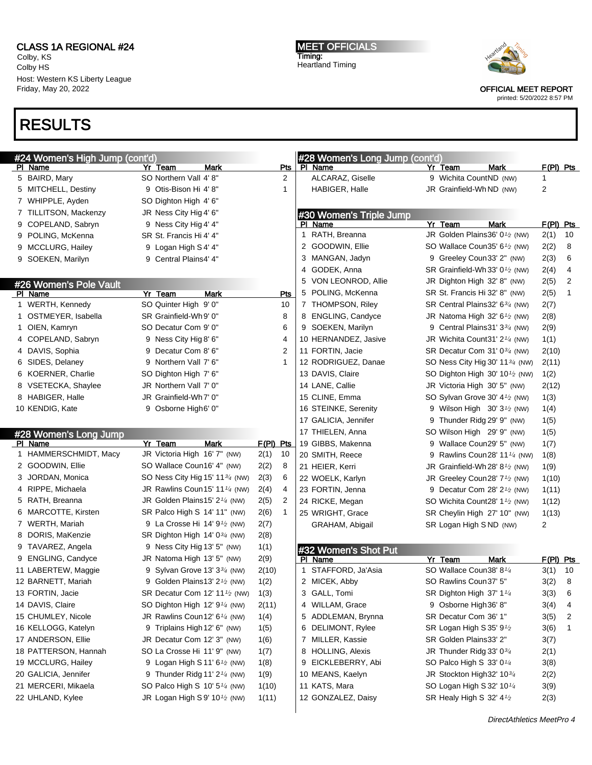CLASS 1A REGIONAL #24
Colby, KS
Colby HS
Host: Western KS Liberty League
Friday, May 20, 2022

MEET OFFICIALS
Timing:
Heartland Timing

OFFICIAL MEET REPORT
printed: 5/20/2022 8:57 PM

# RESULTS

## #24 Women's High Jump (cont'd)

| Pl | Name | Yr | Team | Mark | Pts |
|---|---|---|---|---|---|
| 5 | BAIRD, Mary | SO | Northern Vall | 4' 8" | 2 |
| 5 | MITCHELL, Destiny | 9 | Otis-Bison Hi | 4' 8" | 1 |
| 7 | WHIPPLE, Ayden | SO | Dighton High | 4' 6" | |
| 7 | TILLITSON, Mackenzy | JR | Ness City Hig | 4' 6" | |
| 9 | COPELAND, Sabryn | 9 | Ness City Hig | 4' 4" | |
| 9 | POLING, McKenna | SR | St. Francis Hi | 4' 4" | |
| 9 | MCCLURG, Hailey | 9 | Logan High S | 4' 4" | |
| 9 | SOEKEN, Marilyn | 9 | Central Plains | 4' 4" | |

## #26 Women's Pole Vault

| Pl | Name | Yr | Team | Mark | Pts |
|---|---|---|---|---|---|
| 1 | WERTH, Kennedy | SO | Quinter High | 9' 0" | 10 |
| 1 | OSTMEYER, Isabella | SR | Grainfield-Wh | 9' 0" | 8 |
| 1 | OIEN, Kamryn | SO | Decatur Com | 9' 0" | 6 |
| 4 | COPELAND, Sabryn | 9 | Ness City Hig | 8' 6" | 4 |
| 4 | DAVIS, Sophia | 9 | Decatur Com | 8' 6" | 2 |
| 6 | SIDES, Delaney | 9 | Northern Vall | 7' 6" | 1 |
| 6 | KOERNER, Charlie | SO | Dighton High | 7' 6" | |
| 8 | VSETECKA, Shaylee | JR | Northern Vall | 7' 0" | |
| 8 | HABIGER, Halle | JR | Grainfield-Wh | 7' 0" | |
| 10 | KENDIG, Kate | 9 | Osborne High | 6' 0" | |

## #28 Women's Long Jump

| Pl | Name | Yr | Team | Mark | F(Pl) | Pts |
|---|---|---|---|---|---|---|
| 1 | HAMMERSCHMIDT, Macy | JR | Victoria High | 16' 7" (NW) | 2(1) | 10 |
| 2 | GOODWIN, Ellie | SO | Wallace Coun | 16' 4" (NW) | 2(2) | 8 |
| 3 | JORDAN, Monica | SO | Ness City Hig | 15' 11¾ (NW) | 2(3) | 6 |
| 4 | RIPPE, Michaela | JR | Rawlins Coun | 15' 11¼ (NW) | 2(4) | 4 |
| 5 | RATH, Breanna | JR | Golden Plains | 15' 2¼ (NW) | 2(5) | 2 |
| 6 | MARCOTTE, Kirsten | SR | Palco High S | 14' 11" (NW) | 2(6) | 1 |
| 7 | WERTH, Mariah | 9 | La Crosse Hi | 14' 9½ (NW) | 2(7) | |
| 8 | DORIS, MaKenzie | SR | Dighton High | 14' 0¾ (NW) | 2(8) | |
| 9 | TAVAREZ, Angela | 9 | Ness City Hig | 13' 5" (NW) | 1(1) | |
| 9 | ENGLING, Candyce | JR | Natoma High | 13' 5" (NW) | 2(9) | |
| 11 | LABERTEW, Maggie | 9 | Sylvan Grove | 13' 3¾ (NW) | 2(10) | |
| 12 | BARNETT, Mariah | 9 | Golden Plains | 13' 2½ (NW) | 1(2) | |
| 13 | FORTIN, Jacie | SR | Decatur Com | 12' 11½ (NW) | 1(3) | |
| 14 | DAVIS, Claire | SO | Dighton High | 12' 9¼ (NW) | 2(11) | |
| 15 | CHUMLEY, Nicole | JR | Rawlins Coun | 12' 6¼ (NW) | 1(4) | |
| 16 | KELLOGG, Katelyn | 9 | Triplains High | 12' 6" (NW) | 1(5) | |
| 17 | ANDERSON, Ellie | JR | Decatur Com | 12' 3" (NW) | 1(6) | |
| 18 | PATTERSON, Hannah | SO | La Crosse Hi | 11' 9" (NW) | 1(7) | |
| 19 | MCCLURG, Hailey | 9 | Logan High S | 11' 6½ (NW) | 1(8) | |
| 20 | GALICIA, Jennifer | 9 | Thunder Ridg | 11' 2¼ (NW) | 1(9) | |
| 21 | MERCERI, Mikaela | SO | Palco High S | 10' 5¼ (NW) | 1(10) | |
| 22 | UHLAND, Kylee | JR | Logan High S | 9' 10½ (NW) | 1(11) | |

## #28 Women's Long Jump (cont'd)

| Pl | Name | Yr | Team | Mark | F(Pl) | Pts |
|---|---|---|---|---|---|---|
| | ALCARAZ, Giselle | 9 | Wichita Count | ND (NW) | 1 | |
| | HABIGER, Halle | JR | Grainfield-Wh | ND (NW) | 2 | |

## #30 Women's Triple Jump

| Pl | Name | Yr | Team | Mark | F(Pl) | Pts |
|---|---|---|---|---|---|---|
| 1 | RATH, Breanna | JR | Golden Plains | 36' 0½ (NW) | 2(1) | 10 |
| 2 | GOODWIN, Ellie | SO | Wallace Coun | 35' 6½ (NW) | 2(2) | 8 |
| 3 | MANGAN, Jadyn | 9 | Greeley Coun | 33' 2" (NW) | 2(3) | 6 |
| 4 | GODEK, Anna | SR | Grainfield-Wh | 33' 0½ (NW) | 2(4) | 4 |
| 5 | VON LEONROD, Allie | JR | Dighton High | 32' 8" (NW) | 2(5) | 2 |
| 5 | POLING, McKenna | SR | St. Francis Hi | 32' 8" (NW) | 2(5) | 1 |
| 7 | THOMPSON, Riley | SR | Central Plains | 32' 6¾ (NW) | 2(7) | |
| 8 | ENGLING, Candyce | JR | Natoma High | 32' 6½ (NW) | 2(8) | |
| 9 | SOEKEN, Marilyn | 9 | Central Plains | 31' 3¾ (NW) | 2(9) | |
| 10 | HERNANDEZ, Jasive | JR | Wichita Count | 31' 2¼ (NW) | 1(1) | |
| 11 | FORTIN, Jacie | SR | Decatur Com | 31' 0¾ (NW) | 2(10) | |
| 12 | RODRIGUEZ, Danae | SO | Ness City Hig | 30' 11¾ (NW) | 2(11) | |
| 13 | DAVIS, Claire | SO | Dighton High | 30' 10½ (NW) | 1(2) | |
| 14 | LANE, Callie | JR | Victoria High | 30' 5" (NW) | 2(12) | |
| 15 | CLINE, Emma | SO | Sylvan Grove | 30' 4½ (NW) | 1(3) | |
| 16 | STEINKE, Serenity | 9 | Wilson High | 30' 3½ (NW) | 1(4) | |
| 17 | GALICIA, Jennifer | 9 | Thunder Ridg | 29' 9" (NW) | 1(5) | |
| 17 | THIELEN, Anna | SO | Wilson High | 29' 9" (NW) | 1(5) | |
| 19 | GIBBS, Makenna | 9 | Wallace Coun | 29' 5" (NW) | 1(7) | |
| 20 | SMITH, Reece | 9 | Rawlins Coun | 28' 11¼ (NW) | 1(8) | |
| 21 | HEIER, Kerri | JR | Grainfield-Wh | 28' 8½ (NW) | 1(9) | |
| 22 | WOELK, Karlyn | JR | Greeley Coun | 28' 7½ (NW) | 1(10) | |
| 23 | FORTIN, Jenna | 9 | Decatur Com | 28' 2½ (NW) | 1(11) | |
| 24 | RICKE, Megan | SO | Wichita Count | 28' 1½ (NW) | 1(12) | |
| 25 | WRIGHT, Grace | SR | Cheylin High | 27' 10" (NW) | 1(13) | |
| | GRAHAM, Abigail | SR | Logan High S | ND (NW) | 2 | |

## #32 Women's Shot Put

| Pl | Name | Yr | Team | Mark | F(Pl) | Pts |
|---|---|---|---|---|---|---|
| 1 | STAFFORD, Ja'Asia | SO | Wallace Coun | 38' 8¼ | 3(1) | 10 |
| 2 | MICEK, Abby | SO | Rawlins Coun | 37' 5" | 3(2) | 8 |
| 3 | GALL, Tomi | SR | Dighton High | 37' 1¼ | 3(3) | 6 |
| 4 | WILLAM, Grace | 9 | Osborne High | 36' 8" | 3(4) | 4 |
| 5 | ADDLEMAN, Brynna | SR | Decatur Com | 36' 1" | 3(5) | 2 |
| 6 | DELIMONT, Rylee | SR | Logan High S | 35' 9½ | 3(6) | 1 |
| 7 | MILLER, Kassie | SR | Golden Plains | 33' 2" | 3(7) | |
| 8 | HOLLING, Alexis | JR | Thunder Ridg | 33' 0¾ | 2(1) | |
| 9 | EICKLEBERRY, Abi | SO | Palco High S | 33' 0¼ | 3(8) | |
| 10 | MEANS, Kaelyn | JR | Stockton High | 32' 10¾ | 2(2) | |
| 11 | KATS, Mara | SO | Logan High S | 32' 10¼ | 3(9) | |
| 12 | GONZALEZ, Daisy | SR | Healy High S | 32' 4½ | 2(3) | |

DirectAthletics MeetPro 4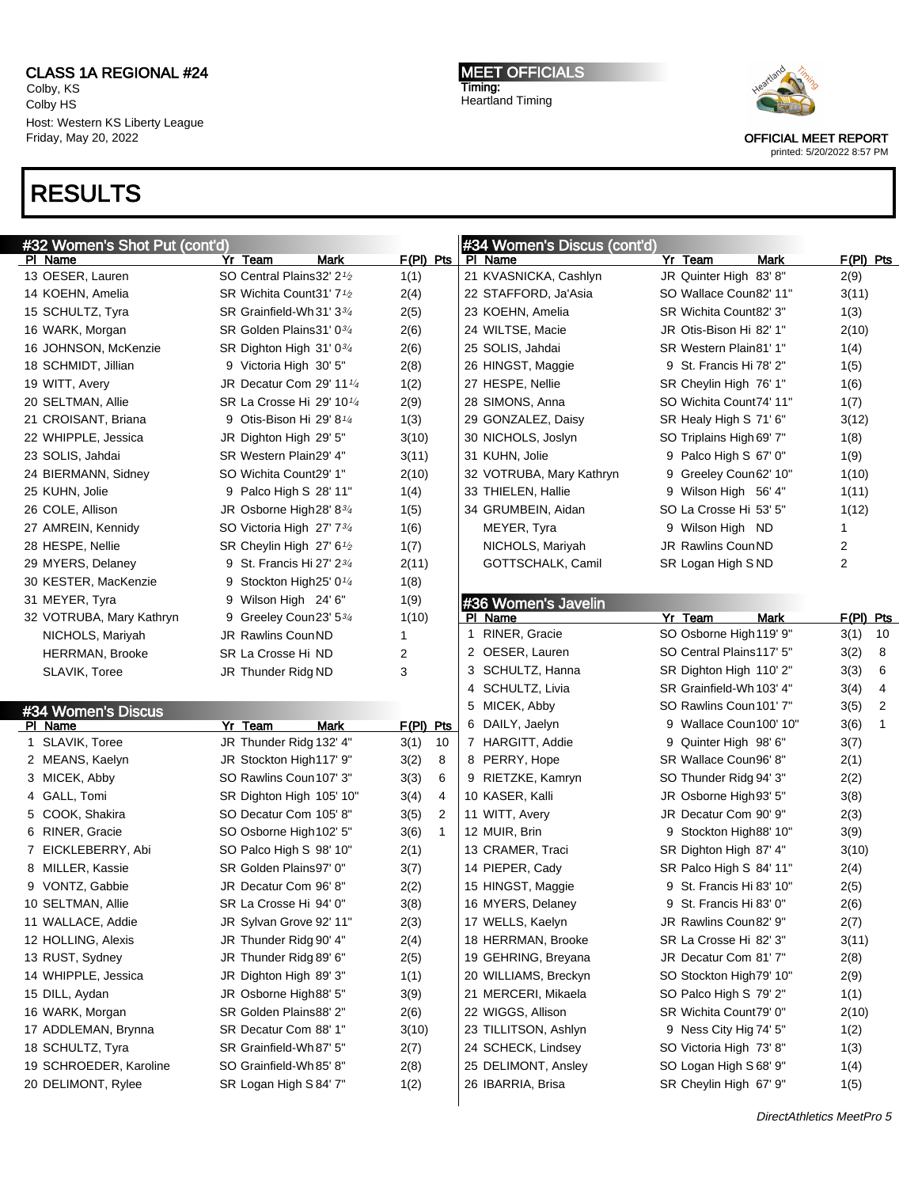# CLASS 1A REGIONAL #24

Colby, KS
Colby HS
Host: Western KS Liberty League
Friday, May 20, 2022

**MEET OFFICIALS**
Timing:
Heartland Timing

OFFICIAL MEET REPORT
printed: 5/20/2022 8:57 PM

# RESULTS

## #32 Women's Shot Put (cont'd)

| Pl | Name | Yr | Team | Mark | F(Pl) | Pts |
|---|---|---|---|---|---|---|
| 13 | OESER, Lauren | SO | Central Plains | 32' 2½ | 1(1) | |
| 14 | KOEHN, Amelia | SR | Wichita Count | 31' 7½ | 2(4) | |
| 15 | SCHULTZ, Tyra | SR | Grainfield-Wh | 31' 3¾ | 2(5) | |
| 16 | WARK, Morgan | SR | Golden Plains | 31' 0¾ | 2(6) | |
| 16 | JOHNSON, McKenzie | SR | Dighton High | 31' 0¾ | 2(6) | |
| 18 | SCHMIDT, Jillian | 9 | Victoria High | 30' 5" | 2(8) | |
| 19 | WITT, Avery | JR | Decatur Com | 29' 11¼ | 1(2) | |
| 20 | SELTMAN, Allie | SR | La Crosse Hi | 29' 10¼ | 2(9) | |
| 21 | CROISANT, Briana | 9 | Otis-Bison Hi | 29' 8¼ | 1(3) | |
| 22 | WHIPPLE, Jessica | JR | Dighton High | 29' 5" | 3(10) | |
| 23 | SOLIS, Jahdai | SR | Western Plain | 29' 4" | 3(11) | |
| 24 | BIERMANN, Sidney | SO | Wichita Count | 29' 1" | 2(10) | |
| 25 | KUHN, Jolie | 9 | Palco High S | 28' 11" | 1(4) | |
| 26 | COLE, Allison | JR | Osborne High | 28' 8¾ | 1(5) | |
| 27 | AMREIN, Kennidy | SO | Victoria High | 27' 7¾ | 1(6) | |
| 28 | HESPE, Nellie | SR | Cheylin High | 27' 6½ | 1(7) | |
| 29 | MYERS, Delaney | 9 | St. Francis Hi | 27' 2¾ | 2(11) | |
| 30 | KESTER, MacKenzie | 9 | Stockton High | 25' 0¼ | 1(8) | |
| 31 | MEYER, Tyra | 9 | Wilson High | 24' 6" | 1(9) | |
| 32 | VOTRUBA, Mary Kathryn | 9 | Greeley Coun | 23' 5¾ | 1(10) | |
| | NICHOLS, Mariyah | JR | Rawlins Coun | ND | 1 | |
| | HERRMAN, Brooke | SR | La Crosse Hi | ND | 2 | |
| | SLAVIK, Toree | JR | Thunder Ridg | ND | 3 | |

## #34 Women's Discus

| Pl | Name | Yr | Team | Mark | F(Pl) | Pts |
|---|---|---|---|---|---|---|
| 1 | SLAVIK, Toree | JR | Thunder Ridg | 132' 4" | 3(1) | 10 |
| 2 | MEANS, Kaelyn | JR | Stockton High | 117' 9" | 3(2) | 8 |
| 3 | MICEK, Abby | SO | Rawlins Coun | 107' 3" | 3(3) | 6 |
| 4 | GALL, Tomi | SR | Dighton High | 105' 10" | 3(4) | 4 |
| 5 | COOK, Shakira | SO | Decatur Com | 105' 8" | 3(5) | 2 |
| 6 | RINER, Gracie | SO | Osborne High | 102' 5" | 3(6) | 1 |
| 7 | EICKLEBERRY, Abi | SO | Palco High S | 98' 10" | 2(1) | |
| 8 | MILLER, Kassie | SR | Golden Plains | 97' 0" | 3(7) | |
| 9 | VONTZ, Gabbie | JR | Decatur Com | 96' 8" | 2(2) | |
| 10 | SELTMAN, Allie | SR | La Crosse Hi | 94' 0" | 3(8) | |
| 11 | WALLACE, Addie | JR | Sylvan Grove | 92' 11" | 2(3) | |
| 12 | HOLLING, Alexis | JR | Thunder Ridg | 90' 4" | 2(4) | |
| 13 | RUST, Sydney | JR | Thunder Ridg | 89' 6" | 2(5) | |
| 14 | WHIPPLE, Jessica | JR | Dighton High | 89' 3" | 1(1) | |
| 15 | DILL, Aydan | JR | Osborne High | 88' 5" | 3(9) | |
| 16 | WARK, Morgan | SR | Golden Plains | 88' 2" | 2(6) | |
| 17 | ADDLEMAN, Brynna | SR | Decatur Com | 88' 1" | 3(10) | |
| 18 | SCHULTZ, Tyra | SR | Grainfield-Wh | 87' 5" | 2(7) | |
| 19 | SCHROEDER, Karoline | SO | Grainfield-Wh | 85' 8" | 2(8) | |
| 20 | DELIMONT, Rylee | SR | Logan High S | 84' 7" | 1(2) | |
| 21 | KVASNICKA, Cashlyn | JR | Quinter High | 83' 8" | 2(9) | |
| 22 | STAFFORD, Ja'Asia | SO | Wallace Coun | 82' 11" | 3(11) | |
| 23 | KOEHN, Amelia | SR | Wichita Count | 82' 3" | 1(3) | |
| 24 | WILTSE, Macie | JR | Otis-Bison Hi | 82' 1" | 2(10) | |
| 25 | SOLIS, Jahdai | SR | Western Plain | 81' 1" | 1(4) | |
| 26 | HINGST, Maggie | 9 | St. Francis Hi | 78' 2" | 1(5) | |
| 27 | HESPE, Nellie | SR | Cheylin High | 76' 1" | 1(6) | |
| 28 | SIMONS, Anna | SO | Wichita Count | 74' 11" | 1(7) | |
| 29 | GONZALEZ, Daisy | SR | Healy High S | 71' 6" | 3(12) | |
| 30 | NICHOLS, Joslyn | SO | Triplains High | 69' 7" | 1(8) | |
| 31 | KUHN, Jolie | 9 | Palco High S | 67' 0" | 1(9) | |
| 32 | VOTRUBA, Mary Kathryn | 9 | Greeley Coun | 62' 10" | 1(10) | |
| 33 | THIELEN, Hallie | 9 | Wilson High | 56' 4" | 1(11) | |
| 34 | GRUMBEIN, Aidan | SO | La Crosse Hi | 53' 5" | 1(12) | |
| | MEYER, Tyra | 9 | Wilson High | ND | 1 | |
| | NICHOLS, Mariyah | JR | Rawlins Coun | ND | 2 | |
| | GOTTSCHALK, Camil | SR | Logan High S | ND | 2 | |

## #36 Women's Javelin

| Pl | Name | Yr | Team | Mark | F(Pl) | Pts |
|---|---|---|---|---|---|---|
| 1 | RINER, Gracie | SO | Osborne High | 119' 9" | 3(1) | 10 |
| 2 | OESER, Lauren | SO | Central Plains | 117' 5" | 3(2) | 8 |
| 3 | SCHULTZ, Hanna | SR | Dighton High | 110' 2" | 3(3) | 6 |
| 4 | SCHULTZ, Livia | SR | Grainfield-Wh | 103' 4" | 3(4) | 4 |
| 5 | MICEK, Abby | SO | Rawlins Coun | 101' 7" | 3(5) | 2 |
| 6 | DAILY, Jaelyn | 9 | Wallace Coun | 100' 10" | 3(6) | 1 |
| 7 | HARGITT, Addie | 9 | Quinter High | 98' 6" | 3(7) | |
| 8 | PERRY, Hope | SR | Wallace Coun | 96' 8" | 2(1) | |
| 9 | RIETZKE, Kamryn | SO | Thunder Ridg | 94' 3" | 2(2) | |
| 10 | KASER, Kalli | JR | Osborne High | 93' 5" | 3(8) | |
| 11 | WITT, Avery | JR | Decatur Com | 90' 9" | 2(3) | |
| 12 | MUIR, Brin | 9 | Stockton High | 88' 10" | 3(9) | |
| 13 | CRAMER, Traci | SR | Dighton High | 87' 4" | 3(10) | |
| 14 | PIEPER, Cady | SR | Palco High S | 84' 11" | 2(4) | |
| 15 | HINGST, Maggie | 9 | St. Francis Hi | 83' 10" | 2(5) | |
| 16 | MYERS, Delaney | 9 | St. Francis Hi | 83' 0" | 2(6) | |
| 17 | WELLS, Kaelyn | JR | Rawlins Coun | 82' 9" | 2(7) | |
| 18 | HERRMAN, Brooke | SR | La Crosse Hi | 82' 3" | 3(11) | |
| 19 | GEHRING, Breyana | JR | Decatur Com | 81' 7" | 2(8) | |
| 20 | WILLIAMS, Breckyn | SO | Stockton High | 79' 10" | 2(9) | |
| 21 | MERCERI, Mikaela | SO | Palco High S | 79' 2" | 1(1) | |
| 22 | WIGGS, Allison | SR | Wichita Count | 79' 0" | 2(10) | |
| 23 | TILLITSON, Ashlyn | 9 | Ness City Hig | 74' 5" | 1(2) | |
| 24 | SCHECK, Lindsey | SO | Victoria High | 73' 8" | 1(3) | |
| 25 | DELIMONT, Ansley | SO | Logan High S | 68' 9" | 1(4) | |
| 26 | IBARRIA, Brisa | SR | Cheylin High | 67' 9" | 1(5) | |

DirectAthletics MeetPro 5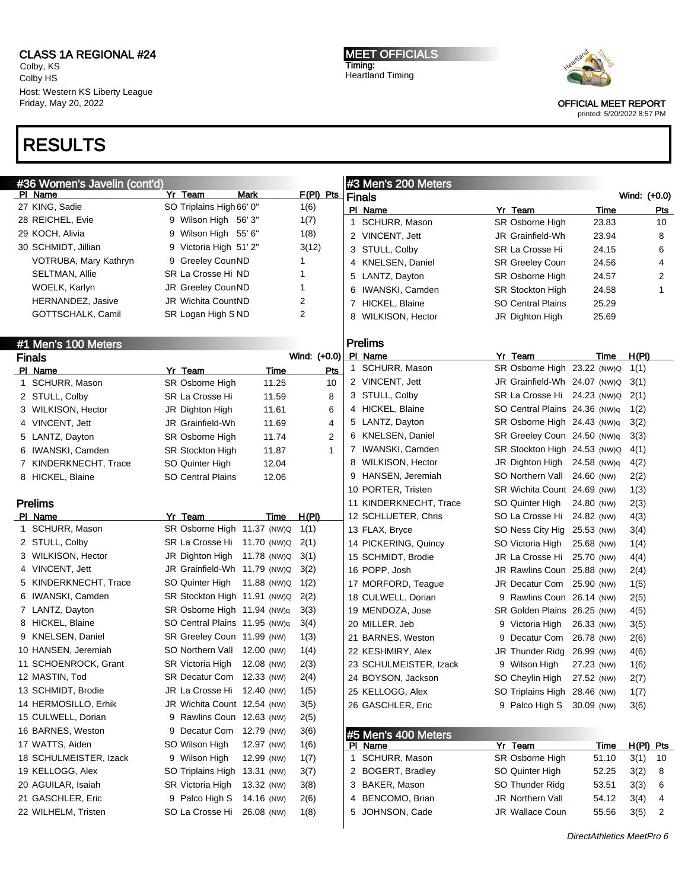# RESULTS

## #36 Women's Javelin (cont'd)

| Pl | Name | Yr | Team | Mark | F(Pl) | Pts |
|---|---|---|---|---|---|---|
| 27 | KING, Sadie | SO | Triplains High | 66' 0" | 1(6) | |
| 28 | REICHEL, Evie | 9 | Wilson High | 56' 3" | 1(7) | |
| 29 | KOCH, Alivia | 9 | Wilson High | 55' 6" | 1(8) | |
| 30 | SCHMIDT, Jillian | 9 | Victoria High | 51' 2" | 3(12) | |
| | VOTRUBA, Mary Kathryn | 9 | Greeley Coun | ND | 1 | |
| | SELTMAN, Allie | SR | La Crosse Hi | ND | 1 | |
| | WOELK, Karlyn | JR | Greeley Coun | ND | 1 | |
| | HERNANDEZ, Jasive | JR | Wichita Count | ND | 2 | |
| | GOTTSCHALK, Camil | SR | Logan High S | ND | 2 | |

## #1 Men's 100 Meters

### Finals

Wind: (+0.0)

| Pl | Name | Yr | Team | Time | Pts |
|---|---|---|---|---|---|
| 1 | SCHURR, Mason | SR | Osborne High | 11.25 | 10 |
| 2 | STULL, Colby | SR | La Crosse Hi | 11.59 | 8 |
| 3 | WILKISON, Hector | JR | Dighton High | 11.61 | 6 |
| 4 | VINCENT, Jett | JR | Grainfield-Wh | 11.69 | 4 |
| 5 | LANTZ, Dayton | SR | Osborne High | 11.74 | 2 |
| 6 | IWANSKI, Camden | SR | Stockton High | 11.87 | 1 |
| 7 | KINDERKNECHT, Trace | SO | Quinter High | 12.04 | |
| 8 | HICKEL, Blaine | SO | Central Plains | 12.06 | |

### Prelims

| Pl | Name | Yr | Team | Time | H(Pl) |
|---|---|---|---|---|---|
| 1 | SCHURR, Mason | SR | Osborne High | 11.37 (NW)Q | 1(1) |
| 2 | STULL, Colby | SR | La Crosse Hi | 11.70 (NW)Q | 2(1) |
| 3 | WILKISON, Hector | JR | Dighton High | 11.78 (NW)Q | 3(1) |
| 4 | VINCENT, Jett | JR | Grainfield-Wh | 11.79 (NW)Q | 3(2) |
| 5 | KINDERKNECHT, Trace | SO | Quinter High | 11.88 (NW)Q | 1(2) |
| 6 | IWANSKI, Camden | SR | Stockton High | 11.91 (NW)Q | 2(2) |
| 7 | LANTZ, Dayton | SR | Osborne High | 11.94 (NW)q | 3(3) |
| 8 | HICKEL, Blaine | SO | Central Plains | 11.95 (NW)q | 3(4) |
| 9 | KNELSEN, Daniel | SR | Greeley Coun | 11.99 (NW) | 1(3) |
| 10 | HANSEN, Jeremiah | SO | Northern Vall | 12.00 (NW) | 1(4) |
| 11 | SCHOENROCK, Grant | SR | Victoria High | 12.08 (NW) | 2(3) |
| 12 | MASTIN, Tod | SR | Decatur Com | 12.33 (NW) | 2(4) |
| 13 | SCHMIDT, Brodie | JR | La Crosse Hi | 12.40 (NW) | 1(5) |
| 14 | HERMOSILLO, Erhik | JR | Wichita Count | 12.54 (NW) | 3(5) |
| 15 | CULWELL, Dorian | 9 | Rawlins Coun | 12.63 (NW) | 2(5) |
| 16 | BARNES, Weston | 9 | Decatur Com | 12.79 (NW) | 3(6) |
| 17 | WATTS, Aiden | SO | Wilson High | 12.97 (NW) | 1(6) |
| 18 | SCHULMEISTER, Izack | 9 | Wilson High | 12.99 (NW) | 1(7) |
| 19 | KELLOGG, Alex | SO | Triplains High | 13.31 (NW) | 3(7) |
| 20 | AGUILAR, Isaiah | SR | Victoria High | 13.32 (NW) | 3(8) |
| 21 | GASCHLER, Eric | 9 | Palco High S | 14.16 (NW) | 2(6) |
| 22 | WILHELM, Tristen | SO | La Crosse Hi | 26.08 (NW) | 1(8) |

## #3 Men's 200 Meters

### Finals

Wind: (+0.0)

| Pl | Name | Yr | Team | Time | Pts |
|---|---|---|---|---|---|
| 1 | SCHURR, Mason | SR | Osborne High | 23.83 | 10 |
| 2 | VINCENT, Jett | JR | Grainfield-Wh | 23.94 | 8 |
| 3 | STULL, Colby | SR | La Crosse Hi | 24.15 | 6 |
| 4 | KNELSEN, Daniel | SR | Greeley Coun | 24.56 | 4 |
| 5 | LANTZ, Dayton | SR | Osborne High | 24.57 | 2 |
| 6 | IWANSKI, Camden | SR | Stockton High | 24.58 | 1 |
| 7 | HICKEL, Blaine | SO | Central Plains | 25.29 | |
| 8 | WILKISON, Hector | JR | Dighton High | 25.69 | |

### Prelims

| Pl | Name | Yr | Team | Time | H(Pl) |
|---|---|---|---|---|---|
| 1 | SCHURR, Mason | SR | Osborne High | 23.22 (NW)Q | 1(1) |
| 2 | VINCENT, Jett | JR | Grainfield-Wh | 24.07 (NW)Q | 3(1) |
| 3 | STULL, Colby | SR | La Crosse Hi | 24.23 (NW)Q | 2(1) |
| 4 | HICKEL, Blaine | SO | Central Plains | 24.36 (NW)q | 1(2) |
| 5 | LANTZ, Dayton | SR | Osborne High | 24.43 (NW)q | 3(2) |
| 6 | KNELSEN, Daniel | SR | Greeley Coun | 24.50 (NW)q | 3(3) |
| 7 | IWANSKI, Camden | SR | Stockton High | 24.53 (NW)Q | 4(1) |
| 8 | WILKISON, Hector | JR | Dighton High | 24.58 (NW)q | 4(2) |
| 9 | HANSEN, Jeremiah | SO | Northern Vall | 24.60 (NW) | 2(2) |
| 10 | PORTER, Tristen | SR | Wichita Count | 24.69 (NW) | 1(3) |
| 11 | KINDERKNECHT, Trace | SO | Quinter High | 24.80 (NW) | 2(3) |
| 12 | SCHLUETER, Chris | SO | La Crosse Hi | 24.82 (NW) | 4(3) |
| 13 | FLAX, Bryce | SO | Ness City Hig | 25.53 (NW) | 3(4) |
| 14 | PICKERING, Quincy | SO | Victoria High | 25.68 (NW) | 1(4) |
| 15 | SCHMIDT, Brodie | JR | La Crosse Hi | 25.70 (NW) | 4(4) |
| 16 | POPP, Josh | JR | Rawlins Coun | 25.88 (NW) | 2(4) |
| 17 | MORFORD, Teague | JR | Decatur Com | 25.90 (NW) | 1(5) |
| 18 | CULWELL, Dorian | 9 | Rawlins Coun | 26.14 (NW) | 2(5) |
| 19 | MENDOZA, Jose | SR | Golden Plains | 26.25 (NW) | 4(5) |
| 20 | MILLER, Jeb | 9 | Victoria High | 26.33 (NW) | 3(5) |
| 21 | BARNES, Weston | 9 | Decatur Com | 26.78 (NW) | 2(6) |
| 22 | KESHMIRY, Alex | JR | Thunder Ridg | 26.99 (NW) | 4(6) |
| 23 | SCHULMEISTER, Izack | 9 | Wilson High | 27.23 (NW) | 1(6) |
| 24 | BOYSON, Jackson | SO | Cheylin High | 27.52 (NW) | 2(7) |
| 25 | KELLOGG, Alex | SO | Triplains High | 28.46 (NW) | 1(7) |
| 26 | GASCHLER, Eric | 9 | Palco High S | 30.09 (NW) | 3(6) |

## #5 Men's 400 Meters

| Pl | Name | Yr | Team | Time | H(Pl) | Pts |
|---|---|---|---|---|---|---|
| 1 | SCHURR, Mason | SR | Osborne High | 51.10 | 3(1) | 10 |
| 2 | BOGERT, Bradley | SO | Quinter High | 52.25 | 3(2) | 8 |
| 3 | BAKER, Mason | SO | Thunder Ridg | 53.51 | 3(3) | 6 |
| 4 | BENCOMO, Brian | JR | Northern Vall | 54.12 | 3(4) | 4 |
| 5 | JOHNSON, Cade | JR | Wallace Coun | 55.56 | 3(5) | 2 |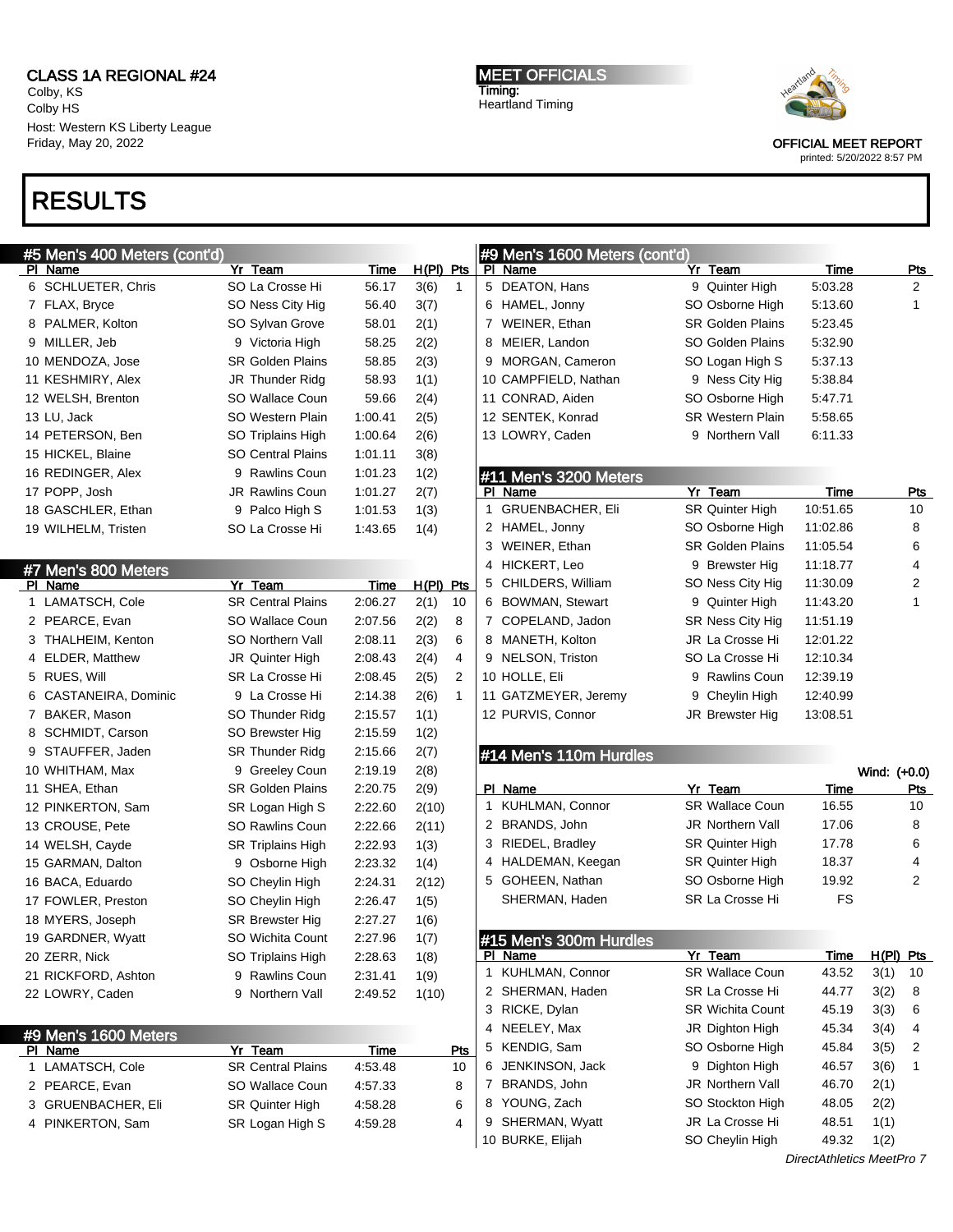# CLASS 1A REGIONAL #24

Colby, KS
Colby HS
Host: Western KS Liberty League
Friday, May 20, 2022

MEET OFFICIALS
Timing:
Heartland Timing

OFFICIAL MEET REPORT
printed: 5/20/2022 8:57 PM

# RESULTS

## #5 Men's 400 Meters (cont'd)

| Pl | Name | Yr | Team | Time | H(Pl) | Pts |
|---|---|---|---|---|---|---|
| 6 | SCHLUETER, Chris | SO | La Crosse Hi | 56.17 | 3(6) | 1 |
| 7 | FLAX, Bryce | SO | Ness City Hig | 56.40 | 3(7) | |
| 8 | PALMER, Kolton | SO | Sylvan Grove | 58.01 | 2(1) | |
| 9 | MILLER, Jeb | 9 | Victoria High | 58.25 | 2(2) | |
| 10 | MENDOZA, Jose | SR | Golden Plains | 58.85 | 2(3) | |
| 11 | KESHMIRY, Alex | JR | Thunder Ridg | 58.93 | 1(1) | |
| 12 | WELSH, Brenton | SO | Wallace Coun | 59.66 | 2(4) | |
| 13 | LU, Jack | SO | Western Plain | 1:00.41 | 2(5) | |
| 14 | PETERSON, Ben | SO | Triplains High | 1:00.64 | 2(6) | |
| 15 | HICKEL, Blaine | SO | Central Plains | 1:01.11 | 3(8) | |
| 16 | REDINGER, Alex | 9 | Rawlins Coun | 1:01.23 | 1(2) | |
| 17 | POPP, Josh | JR | Rawlins Coun | 1:01.27 | 2(7) | |
| 18 | GASCHLER, Ethan | 9 | Palco High S | 1:01.53 | 1(3) | |
| 19 | WILHELM, Tristen | SO | La Crosse Hi | 1:43.65 | 1(4) | |

## #7 Men's 800 Meters

| Pl | Name | Yr | Team | Time | H(Pl) | Pts |
|---|---|---|---|---|---|---|
| 1 | LAMATSCH, Cole | SR | Central Plains | 2:06.27 | 2(1) | 10 |
| 2 | PEARCE, Evan | SO | Wallace Coun | 2:07.56 | 2(2) | 8 |
| 3 | THALHEIM, Kenton | SO | Northern Vall | 2:08.11 | 2(3) | 6 |
| 4 | ELDER, Matthew | JR | Quinter High | 2:08.43 | 2(4) | 4 |
| 5 | RUES, Will | SR | La Crosse Hi | 2:08.45 | 2(5) | 2 |
| 6 | CASTANEIRA, Dominic | 9 | La Crosse Hi | 2:14.38 | 2(6) | 1 |
| 7 | BAKER, Mason | SO | Thunder Ridg | 2:15.57 | 1(1) | |
| 8 | SCHMIDT, Carson | SO | Brewster Hig | 2:15.59 | 1(2) | |
| 9 | STAUFFER, Jaden | SR | Thunder Ridg | 2:15.66 | 2(7) | |
| 10 | WHITHAM, Max | 9 | Greeley Coun | 2:19.19 | 2(8) | |
| 11 | SHEA, Ethan | SR | Golden Plains | 2:20.75 | 2(9) | |
| 12 | PINKERTON, Sam | SR | Logan High S | 2:22.60 | 2(10) | |
| 13 | CROUSE, Pete | SO | Rawlins Coun | 2:22.66 | 2(11) | |
| 14 | WELSH, Cayde | SR | Triplains High | 2:22.93 | 1(3) | |
| 15 | GARMAN, Dalton | 9 | Osborne High | 2:23.32 | 1(4) | |
| 16 | BACA, Eduardo | SO | Cheylin High | 2:24.31 | 2(12) | |
| 17 | FOWLER, Preston | SO | Cheylin High | 2:26.47 | 1(5) | |
| 18 | MYERS, Joseph | SR | Brewster Hig | 2:27.27 | 1(6) | |
| 19 | GARDNER, Wyatt | SO | Wichita Count | 2:27.96 | 1(7) | |
| 20 | ZERR, Nick | SO | Triplains High | 2:28.63 | 1(8) | |
| 21 | RICKFORD, Ashton | 9 | Rawlins Coun | 2:31.41 | 1(9) | |
| 22 | LOWRY, Caden | 9 | Northern Vall | 2:49.52 | 1(10) | |

## #9 Men's 1600 Meters

| Pl | Name | Yr | Team | Time | Pts |
|---|---|---|---|---|---|
| 1 | LAMATSCH, Cole | SR | Central Plains | 4:53.48 | 10 |
| 2 | PEARCE, Evan | SO | Wallace Coun | 4:57.33 | 8 |
| 3 | GRUENBACHER, Eli | SR | Quinter High | 4:58.28 | 6 |
| 4 | PINKERTON, Sam | SR | Logan High S | 4:59.28 | 4 |
| 5 | DEATON, Hans | 9 | Quinter High | 5:03.28 | 2 |
| 6 | HAMEL, Jonny | SO | Osborne High | 5:13.60 | 1 |
| 7 | WEINER, Ethan | SR | Golden Plains | 5:23.45 | |
| 8 | MEIER, Landon | SO | Golden Plains | 5:32.90 | |
| 9 | MORGAN, Cameron | SO | Logan High S | 5:37.13 | |
| 10 | CAMPFIELD, Nathan | 9 | Ness City Hig | 5:38.84 | |
| 11 | CONRAD, Aiden | SO | Osborne High | 5:47.71 | |
| 12 | SENTEK, Konrad | SR | Western Plain | 5:58.65 | |
| 13 | LOWRY, Caden | 9 | Northern Vall | 6:11.33 | |

## #11 Men's 3200 Meters

| Pl | Name | Yr | Team | Time | Pts |
|---|---|---|---|---|---|
| 1 | GRUENBACHER, Eli | SR | Quinter High | 10:51.65 | 10 |
| 2 | HAMEL, Jonny | SO | Osborne High | 11:02.86 | 8 |
| 3 | WEINER, Ethan | SR | Golden Plains | 11:05.54 | 6 |
| 4 | HICKERT, Leo | 9 | Brewster Hig | 11:18.77 | 4 |
| 5 | CHILDERS, William | SO | Ness City Hig | 11:30.09 | 2 |
| 6 | BOWMAN, Stewart | 9 | Quinter High | 11:43.20 | 1 |
| 7 | COPELAND, Jadon | SR | Ness City Hig | 11:51.19 | |
| 8 | MANETH, Kolton | JR | La Crosse Hi | 12:01.22 | |
| 9 | NELSON, Triston | SO | La Crosse Hi | 12:10.34 | |
| 10 | HOLLE, Eli | 9 | Rawlins Coun | 12:39.19 | |
| 11 | GATZMEYER, Jeremy | 9 | Cheylin High | 12:40.99 | |
| 12 | PURVIS, Connor | JR | Brewster Hig | 13:08.51 | |

## #14 Men's 110m Hurdles

Wind: (+0.0)

| Pl | Name | Yr | Team | Time | Pts |
|---|---|---|---|---|---|
| 1 | KUHLMAN, Connor | SR | Wallace Coun | 16.55 | 10 |
| 2 | BRANDS, John | JR | Northern Vall | 17.06 | 8 |
| 3 | RIEDEL, Bradley | SR | Quinter High | 17.78 | 6 |
| 4 | HALDEMAN, Keegan | SR | Quinter High | 18.37 | 4 |
| 5 | GOHEEN, Nathan | SO | Osborne High | 19.92 | 2 |
| | SHERMAN, Haden | SR | La Crosse Hi | FS | |

## #15 Men's 300m Hurdles

| Pl | Name | Yr | Team | Time | H(Pl) | Pts |
|---|---|---|---|---|---|---|
| 1 | KUHLMAN, Connor | SR | Wallace Coun | 43.52 | 3(1) | 10 |
| 2 | SHERMAN, Haden | SR | La Crosse Hi | 44.77 | 3(2) | 8 |
| 3 | RICKE, Dylan | SR | Wichita Count | 45.19 | 3(3) | 6 |
| 4 | NEELEY, Max | JR | Dighton High | 45.34 | 3(4) | 4 |
| 5 | KENDIG, Sam | SO | Osborne High | 45.84 | 3(5) | 2 |
| 6 | JENKINSON, Jack | 9 | Dighton High | 46.57 | 3(6) | 1 |
| 7 | BRANDS, John | JR | Northern Vall | 46.70 | 2(1) | |
| 8 | YOUNG, Zach | SO | Stockton High | 48.05 | 2(2) | |
| 9 | SHERMAN, Wyatt | JR | La Crosse Hi | 48.51 | 1(1) | |
| 10 | BURKE, Elijah | SO | Cheylin High | 49.32 | 1(2) | |

DirectAthletics MeetPro 7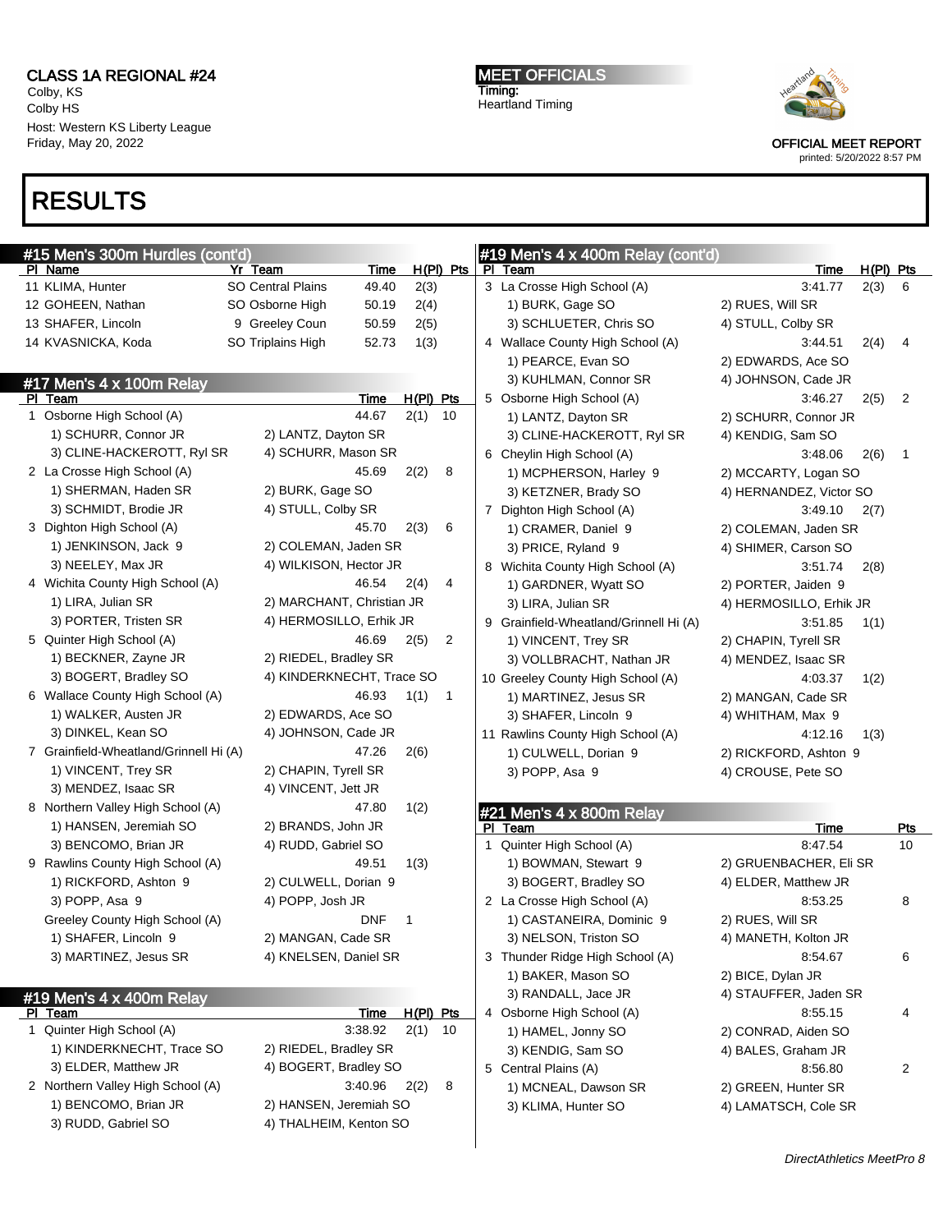CLASS 1A REGIONAL #24
Colby, KS
Colby HS
Host: Western KS Liberty League
Friday, May 20, 2022

MEET OFFICIALS
Timing:
Heartland Timing

OFFICIAL MEET REPORT
printed: 5/20/2022 8:57 PM

# RESULTS

## #15 Men's 300m Hurdles (cont'd)

| Pl | Name | Yr | Team | Time | H(Pl) | Pts |
|---|---|---|---|---|---|---|
| 11 | KLIMA, Hunter | SO | Central Plains | 49.40 | 2(3) | |
| 12 | GOHEEN, Nathan | SO | Osborne High | 50.19 | 2(4) | |
| 13 | SHAFER, Lincoln | 9 | Greeley Coun | 50.59 | 2(5) | |
| 14 | KVASNICKA, Koda | SO | Triplains High | 52.73 | 1(3) | |

## #17 Men's 4 x 100m Relay

| Pl | Team | Time | H(Pl) | Pts |
|---|---|---|---|---|
| 1 | Osborne High School (A) | 44.67 | 2(1) | 10 |
| | 1) SCHURR, Connor JR; 2) LANTZ, Dayton SR; 3) CLINE-HACKEROTT, Ryl SR; 4) SCHURR, Mason SR | | | |
| 2 | La Crosse High School (A) | 45.69 | 2(2) | 8 |
| | 1) SHERMAN, Haden SR; 2) BURK, Gage SO; 3) SCHMIDT, Brodie JR; 4) STULL, Colby SR | | | |
| 3 | Dighton High School (A) | 45.70 | 2(3) | 6 |
| | 1) JENKINSON, Jack 9; 2) COLEMAN, Jaden SR; 3) NEELEY, Max JR; 4) WILKISON, Hector JR | | | |
| 4 | Wichita County High School (A) | 46.54 | 2(4) | 4 |
| | 1) LIRA, Julian SR; 2) MARCHANT, Christian JR; 3) PORTER, Tristen SR; 4) HERMOSILLO, Erhik JR | | | |
| 5 | Quinter High School (A) | 46.69 | 2(5) | 2 |
| | 1) BECKNER, Zayne JR; 2) RIEDEL, Bradley SR; 3) BOGERT, Bradley SO; 4) KINDERKNECHT, Trace SO | | | |
| 6 | Wallace County High School (A) | 46.93 | 1(1) | 1 |
| | 1) WALKER, Austen JR; 2) EDWARDS, Ace SO; 3) DINKEL, Kean SO; 4) JOHNSON, Cade JR | | | |
| 7 | Grainfield-Wheatland/Grinnell Hi (A) | 47.26 | 2(6) | |
| | 1) VINCENT, Trey SR; 2) CHAPIN, Tyrell SR; 3) MENDEZ, Isaac SR; 4) VINCENT, Jett JR | | | |
| 8 | Northern Valley High School (A) | 47.80 | 1(2) | |
| | 1) HANSEN, Jeremiah SO; 2) BRANDS, John JR; 3) BENCOMO, Brian JR; 4) RUDD, Gabriel SO | | | |
| 9 | Rawlins County High School (A) | 49.51 | 1(3) | |
| | 1) RICKFORD, Ashton 9; 2) CULWELL, Dorian 9; 3) POPP, Asa 9; 4) POPP, Josh JR | | | |
| | Greeley County High School (A) | DNF | 1 | |
| | 1) SHAFER, Lincoln 9; 2) MANGAN, Cade SR; 3) MARTINEZ, Jesus SR; 4) KNELSEN, Daniel SR | | | |

## #19 Men's 4 x 400m Relay

| Pl | Team | Time | H(Pl) | Pts |
|---|---|---|---|---|
| 1 | Quinter High School (A) | 3:38.92 | 2(1) | 10 |
| | 1) KINDERKNECHT, Trace SO; 2) RIEDEL, Bradley SR; 3) ELDER, Matthew JR; 4) BOGERT, Bradley SO | | | |
| 2 | Northern Valley High School (A) | 3:40.96 | 2(2) | 8 |
| | 1) BENCOMO, Brian JR; 2) HANSEN, Jeremiah SO; 3) RUDD, Gabriel SO; 4) THALHEIM, Kenton SO | | | |
| 3 | La Crosse High School (A) | 3:41.77 | 2(3) | 6 |
| | 1) BURK, Gage SO; 2) RUES, Will SR; 3) SCHLUETER, Chris SO; 4) STULL, Colby SR | | | |
| 4 | Wallace County High School (A) | 3:44.51 | 2(4) | 4 |
| | 1) PEARCE, Evan SO; 2) EDWARDS, Ace SO; 3) KUHLMAN, Connor SR; 4) JOHNSON, Cade JR | | | |
| 5 | Osborne High School (A) | 3:46.27 | 2(5) | 2 |
| | 1) LANTZ, Dayton SR; 2) SCHURR, Connor JR; 3) CLINE-HACKEROTT, Ryl SR; 4) KENDIG, Sam SO | | | |
| 6 | Cheylin High School (A) | 3:48.06 | 2(6) | 1 |
| | 1) MCPHERSON, Harley 9; 2) MCCARTY, Logan SO; 3) KETZNER, Brady SO; 4) HERNANDEZ, Victor SO | | | |
| 7 | Dighton High School (A) | 3:49.10 | 2(7) | |
| | 1) CRAMER, Daniel 9; 2) COLEMAN, Jaden SR; 3) PRICE, Ryland 9; 4) SHIMER, Carson SO | | | |
| 8 | Wichita County High School (A) | 3:51.74 | 2(8) | |
| | 1) GARDNER, Wyatt SO; 2) PORTER, Jaiden 9; 3) LIRA, Julian SR; 4) HERMOSILLO, Erhik JR | | | |
| 9 | Grainfield-Wheatland/Grinnell Hi (A) | 3:51.85 | 1(1) | |
| | 1) VINCENT, Trey SR; 2) CHAPIN, Tyrell SR; 3) VOLLBRACHT, Nathan JR; 4) MENDEZ, Isaac SR | | | |
| 10 | Greeley County High School (A) | 4:03.37 | 1(2) | |
| | 1) MARTINEZ, Jesus SR; 2) MANGAN, Cade SR; 3) SHAFER, Lincoln 9; 4) WHITHAM, Max 9 | | | |
| 11 | Rawlins County High School (A) | 4:12.16 | 1(3) | |
| | 1) CULWELL, Dorian 9; 2) RICKFORD, Ashton 9; 3) POPP, Asa 9; 4) CROUSE, Pete SO | | | |

## #21 Men's 4 x 800m Relay

| Pl | Team | Time | Pts |
|---|---|---|---|
| 1 | Quinter High School (A) | 8:47.54 | 10 |
| | 1) BOWMAN, Stewart 9; 2) GRUENBACHER, Eli SR; 3) BOGERT, Bradley SO; 4) ELDER, Matthew JR | | |
| 2 | La Crosse High School (A) | 8:53.25 | 8 |
| | 1) CASTANEIRA, Dominic 9; 2) RUES, Will SR; 3) NELSON, Triston SO; 4) MANETH, Kolton JR | | |
| 3 | Thunder Ridge High School (A) | 8:54.67 | 6 |
| | 1) BAKER, Mason SO; 2) BICE, Dylan JR; 3) RANDALL, Jace JR; 4) STAUFFER, Jaden SR | | |
| 4 | Osborne High School (A) | 8:55.15 | 4 |
| | 1) HAMEL, Jonny SO; 2) CONRAD, Aiden SO; 3) KENDIG, Sam SO; 4) BALES, Graham JR | | |
| 5 | Central Plains (A) | 8:56.80 | 2 |
| | 1) MCNEAL, Dawson SR; 2) GREEN, Hunter SR; 3) KLIMA, Hunter SO; 4) LAMATSCH, Cole SR | | |

DirectAthletics MeetPro 8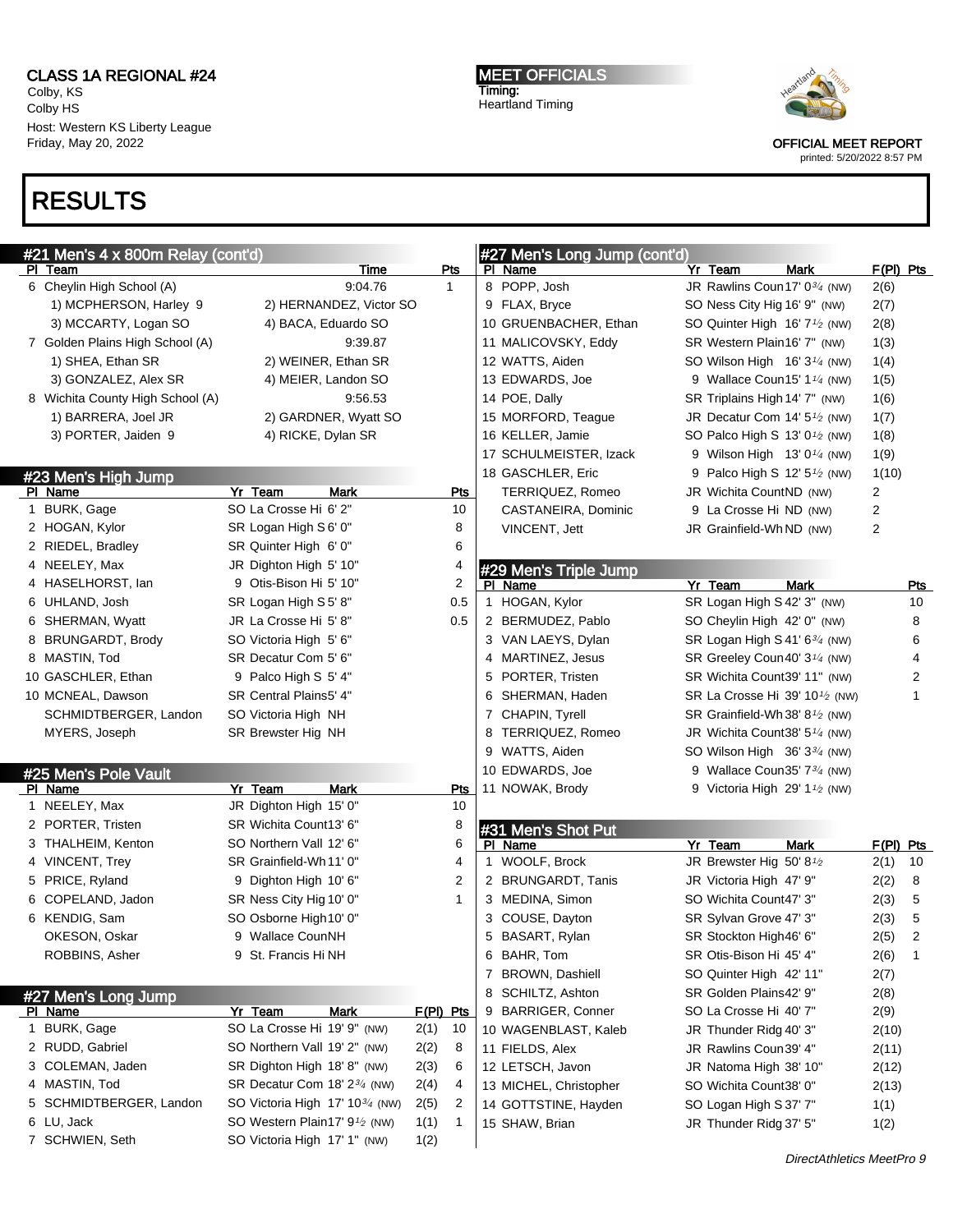CLASS 1A REGIONAL #24
Colby, KS
Colby HS
Host: Western KS Liberty League
Friday, May 20, 2022

MEET OFFICIALS
Timing:
Heartland Timing

OFFICIAL MEET REPORT
printed: 5/20/2022 8:57 PM

# RESULTS

## #21 Men's 4 x 800m Relay (cont'd)

| Pl | Team | Time | Pts |
|---|---|---|---|
| 6 | Cheylin High School (A) | 9:04.76 | 1 |
| | 1) MCPHERSON, Harley 9 / 2) HERNANDEZ, Victor SO / 3) MCCARTY, Logan SO / 4) BACA, Eduardo SO | | |
| 7 | Golden Plains High School (A) | 9:39.87 | |
| | 1) SHEA, Ethan SR / 2) WEINER, Ethan SR / 3) GONZALEZ, Alex SR / 4) MEIER, Landon SO | | |
| 8 | Wichita County High School (A) | 9:56.53 | |
| | 1) BARRERA, Joel JR / 2) GARDNER, Wyatt SO / 3) PORTER, Jaiden 9 / 4) RICKE, Dylan SR | | |

## #23 Men's High Jump

| Pl | Name | Yr | Team | Mark | Pts |
|---|---|---|---|---|---|
| 1 | BURK, Gage | SO | La Crosse Hi | 6' 2" | 10 |
| 2 | HOGAN, Kylor | SR | Logan High S | 6' 0" | 8 |
| 2 | RIEDEL, Bradley | SR | Quinter High | 6' 0" | 6 |
| 4 | NEELEY, Max | JR | Dighton High | 5' 10" | 4 |
| 4 | HASELHORST, Ian | 9 | Otis-Bison Hi | 5' 10" | 2 |
| 6 | UHLAND, Josh | SR | Logan High S | 5' 8" | 0.5 |
| 6 | SHERMAN, Wyatt | JR | La Crosse Hi | 5' 8" | 0.5 |
| 8 | BRUNGARDT, Brody | SO | Victoria High | 5' 6" | |
| 8 | MASTIN, Tod | SR | Decatur Com | 5' 6" | |
| 10 | GASCHLER, Ethan | 9 | Palco High S | 5' 4" | |
| 10 | MCNEAL, Dawson | SR | Central Plains | 5' 4" | |
| | SCHMIDTBERGER, Landon | SO | Victoria High | NH | |
| | MYERS, Joseph | SR | Brewster Hig | NH | |

## #25 Men's Pole Vault

| Pl | Name | Yr | Team | Mark | Pts |
|---|---|---|---|---|---|
| 1 | NEELEY, Max | JR | Dighton High | 15' 0" | 10 |
| 2 | PORTER, Tristen | SR | Wichita Count | 13' 6" | 8 |
| 3 | THALHEIM, Kenton | SO | Northern Vall | 12' 6" | 6 |
| 4 | VINCENT, Trey | SR | Grainfield-Wh | 11' 0" | 4 |
| 5 | PRICE, Ryland | 9 | Dighton High | 10' 6" | 2 |
| 6 | COPELAND, Jadon | SR | Ness City Hig | 10' 0" | 1 |
| 6 | KENDIG, Sam | SO | Osborne High | 10' 0" | |
| | OKESON, Oskar | 9 | Wallace Coun | NH | |
| | ROBBINS, Asher | 9 | St. Francis Hi | NH | |

## #27 Men's Long Jump

| Pl | Name | Yr | Team | Mark | F(Pl) | Pts |
|---|---|---|---|---|---|---|
| 1 | BURK, Gage | SO | La Crosse Hi | 19' 9" (NW) | 2(1) | 10 |
| 2 | RUDD, Gabriel | SO | Northern Vall | 19' 2" (NW) | 2(2) | 8 |
| 3 | COLEMAN, Jaden | SR | Dighton High | 18' 8" (NW) | 2(3) | 6 |
| 4 | MASTIN, Tod | SR | Decatur Com | 18' 2¾ (NW) | 2(4) | 4 |
| 5 | SCHMIDTBERGER, Landon | SO | Victoria High | 17' 10¾ (NW) | 2(5) | 2 |
| 6 | LU, Jack | SO | Western Plain | 17' 9½ (NW) | 1(1) | 1 |
| 7 | SCHWIEN, Seth | SO | Victoria High | 17' 1" (NW) | 1(2) | |
| 8 | POPP, Josh | JR | Rawlins Coun | 17' 0¾ (NW) | 2(6) | |
| 9 | FLAX, Bryce | SO | Ness City Hig | 16' 9" (NW) | 2(7) | |
| 10 | GRUENBACHER, Ethan | SO | Quinter High | 16' 7½ (NW) | 2(8) | |
| 11 | MALICOVSKY, Eddy | SR | Western Plain | 16' 7" (NW) | 1(3) | |
| 12 | WATTS, Aiden | SO | Wilson High | 16' 3¼ (NW) | 1(4) | |
| 13 | EDWARDS, Joe | 9 | Wallace Coun | 15' 1¼ (NW) | 1(5) | |
| 14 | POE, Dally | SR | Triplains High | 14' 7" (NW) | 1(6) | |
| 15 | MORFORD, Teague | JR | Decatur Com | 14' 5½ (NW) | 1(7) | |
| 16 | KELLER, Jamie | SO | Palco High S | 13' 0½ (NW) | 1(8) | |
| 17 | SCHULMEISTER, Izack | 9 | Wilson High | 13' 0¼ (NW) | 1(9) | |
| 18 | GASCHLER, Eric | 9 | Palco High S | 12' 5½ (NW) | 1(10) | |
| | TERRIQUEZ, Romeo | JR | Wichita Count | ND (NW) | 2 | |
| | CASTANEIRA, Dominic | 9 | La Crosse Hi | ND (NW) | 2 | |
| | VINCENT, Jett | JR | Grainfield-Wh | ND (NW) | 2 | |

## #29 Men's Triple Jump

| Pl | Name | Yr | Team | Mark | Pts |
|---|---|---|---|---|---|
| 1 | HOGAN, Kylor | SR | Logan High S | 42' 3" (NW) | 10 |
| 2 | BERMUDEZ, Pablo | SO | Cheylin High | 42' 0" (NW) | 8 |
| 3 | VAN LAEYS, Dylan | SR | Logan High S | 41' 6¾ (NW) | 6 |
| 4 | MARTINEZ, Jesus | SR | Greeley Coun | 40' 3¼ (NW) | 4 |
| 5 | PORTER, Tristen | SR | Wichita Count | 39' 11" (NW) | 2 |
| 6 | SHERMAN, Haden | SR | La Crosse Hi | 39' 10½ (NW) | 1 |
| 7 | CHAPIN, Tyrell | SR | Grainfield-Wh | 38' 8½ (NW) | |
| 8 | TERRIQUEZ, Romeo | JR | Wichita Count | 38' 5¼ (NW) | |
| 9 | WATTS, Aiden | SO | Wilson High | 36' 3¾ (NW) | |
| 10 | EDWARDS, Joe | 9 | Wallace Coun | 35' 7¾ (NW) | |
| 11 | NOWAK, Brody | 9 | Victoria High | 29' 1½ (NW) | |

## #31 Men's Shot Put

| Pl | Name | Yr | Team | Mark | F(Pl) | Pts |
|---|---|---|---|---|---|---|
| 1 | WOOLF, Brock | JR | Brewster Hig | 50' 8½ | 2(1) | 10 |
| 2 | BRUNGARDT, Tanis | JR | Victoria High | 47' 9" | 2(2) | 8 |
| 3 | MEDINA, Simon | SO | Wichita Count | 47' 3" | 2(3) | 5 |
| 3 | COUSE, Dayton | SR | Sylvan Grove | 47' 3" | 2(3) | 5 |
| 5 | BASART, Rylan | SR | Stockton High | 46' 6" | 2(5) | 2 |
| 6 | BAHR, Tom | SR | Otis-Bison Hi | 45' 4" | 2(6) | 1 |
| 7 | BROWN, Dashiell | SO | Quinter High | 42' 11" | 2(7) | |
| 8 | SCHILTZ, Ashton | SR | Golden Plains | 42' 9" | 2(8) | |
| 9 | BARRIGER, Conner | SO | La Crosse Hi | 40' 7" | 2(9) | |
| 10 | WAGENBLAST, Kaleb | JR | Thunder Ridg | 40' 3" | 2(10) | |
| 11 | FIELDS, Alex | JR | Rawlins Coun | 39' 4" | 2(11) | |
| 12 | LETSCH, Javon | JR | Natoma High | 38' 10" | 2(12) | |
| 13 | MICHEL, Christopher | SO | Wichita Count | 38' 0" | 2(13) | |
| 14 | GOTTSTINE, Hayden | SO | Logan High S | 37' 7" | 1(1) | |
| 15 | SHAW, Brian | JR | Thunder Ridg | 37' 5" | 1(2) | |

DirectAthletics MeetPro 9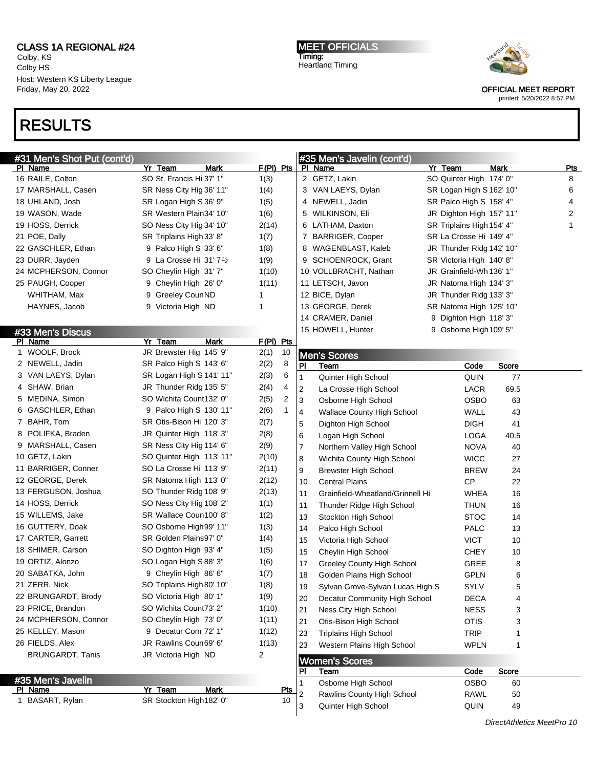# CLASS 1A REGIONAL #24

Colby, KS
Colby HS
Host: Western KS Liberty League
Friday, May 20, 2022

**MEET OFFICIALS**
Timing:
Heartland Timing

OFFICIAL MEET REPORT
printed: 5/20/2022 8:57 PM

# RESULTS

## #31 Men's Shot Put (cont'd)

| Pl | Name | Yr | Team | Mark | F(Pl) | Pts |
|---|---|---|---|---|---|---|
| 16 | RAILE, Colton | SO | St. Francis Hi | 37' 1" | 1(3) | |
| 17 | MARSHALL, Casen | SR | Ness City Hig | 36' 11" | 1(4) | |
| 18 | UHLAND, Josh | SR | Logan High S | 36' 9" | 1(5) | |
| 19 | WASON, Wade | SR | Western Plain | 34' 10" | 1(6) | |
| 19 | HOSS, Derrick | SO | Ness City Hig | 34' 10" | 2(14) | |
| 21 | POE, Dally | SR | Triplains High | 33' 8" | 1(7) | |
| 22 | GASCHLER, Ethan | 9 | Palco High S | 33' 6" | 1(8) | |
| 23 | DURR, Jayden | 9 | La Crosse Hi | 31' 7½ | 1(9) | |
| 24 | MCPHERSON, Connor | SO | Cheylin High | 31' 7" | 1(10) | |
| 25 | PAUGH, Cooper | 9 | Cheylin High | 26' 0" | 1(11) | |
| | WHITHAM, Max | 9 | Greeley Coun | ND | 1 | |
| | HAYNES, Jacob | 9 | Victoria High | ND | 1 | |

## #33 Men's Discus

| Pl | Name | Yr | Team | Mark | F(Pl) | Pts |
|---|---|---|---|---|---|---|
| 1 | WOOLF, Brock | JR | Brewster Hig | 145' 9" | 2(1) | 10 |
| 2 | NEWELL, Jadin | SR | Palco High S | 143' 6" | 2(2) | 8 |
| 3 | VAN LAEYS, Dylan | SR | Logan High S | 141' 11" | 2(3) | 6 |
| 4 | SHAW, Brian | JR | Thunder Ridg | 135' 5" | 2(4) | 4 |
| 5 | MEDINA, Simon | SO | Wichita Count | 132' 0" | 2(5) | 2 |
| 6 | GASCHLER, Ethan | 9 | Palco High S | 130' 11" | 2(6) | 1 |
| 7 | BAHR, Tom | SR | Otis-Bison Hi | 120' 3" | 2(7) | |
| 8 | POLIFKA, Braden | JR | Quinter High | 118' 3" | 2(8) | |
| 9 | MARSHALL, Casen | SR | Ness City Hig | 114' 6" | 2(9) | |
| 10 | GETZ, Lakin | SO | Quinter High | 113' 11" | 2(10) | |
| 11 | BARRIGER, Conner | SO | La Crosse Hi | 113' 9" | 2(11) | |
| 12 | GEORGE, Derek | SR | Natoma High | 113' 0" | 2(12) | |
| 13 | FERGUSON, Joshua | SO | Thunder Ridg | 108' 9" | 2(13) | |
| 14 | HOSS, Derrick | SO | Ness City Hig | 108' 2" | 1(1) | |
| 15 | WILLEMS, Jake | SR | Wallace Coun | 100' 8" | 1(2) | |
| 16 | GUTTERY, Doak | SO | Osborne High | 99' 11" | 1(3) | |
| 17 | CARTER, Garrett | SR | Golden Plains | 97' 0" | 1(4) | |
| 18 | SHIMER, Carson | SO | Dighton High | 93' 4" | 1(5) | |
| 19 | ORTIZ, Alonzo | SO | Logan High S | 88' 3" | 1(6) | |
| 20 | SABATKA, John | 9 | Cheylin High | 86' 6" | 1(7) | |
| 21 | ZERR, Nick | SO | Triplains High | 80' 10" | 1(8) | |
| 22 | BRUNGARDT, Brody | SO | Victoria High | 80' 1" | 1(9) | |
| 23 | PRICE, Brandon | SO | Wichita Count | 73' 2" | 1(10) | |
| 24 | MCPHERSON, Connor | SO | Cheylin High | 73' 0" | 1(11) | |
| 25 | KELLEY, Mason | 9 | Decatur Com | 72' 1" | 1(12) | |
| 26 | FIELDS, Alex | JR | Rawlins Coun | 69' 6" | 1(13) | |
| | BRUNGARDT, Tanis | JR | Victoria High | ND | 2 | |

## #35 Men's Javelin

| Pl | Name | Yr | Team | Mark | Pts |
|---|---|---|---|---|---|
| 1 | BASART, Rylan | SR | Stockton High | 182' 0" | 10 |
| 2 | GETZ, Lakin | SO | Quinter High | 174' 0" | 8 |
| 3 | VAN LAEYS, Dylan | SR | Logan High S | 162' 10" | 6 |
| 4 | NEWELL, Jadin | SR | Palco High S | 158' 4" | 4 |
| 5 | WILKINSON, Eli | JR | Dighton High | 157' 11" | 2 |
| 6 | LATHAM, Daxton | SR | Triplains High | 154' 4" | 1 |
| 7 | BARRIGER, Cooper | SR | La Crosse Hi | 149' 4" | |
| 8 | WAGENBLAST, Kaleb | JR | Thunder Ridg | 142' 10" | |
| 9 | SCHOENROCK, Grant | SR | Victoria High | 140' 8" | |
| 10 | VOLLBRACHT, Nathan | JR | Grainfield-Wh | 136' 1" | |
| 11 | LETSCH, Javon | JR | Natoma High | 134' 3" | |
| 12 | BICE, Dylan | JR | Thunder Ridg | 133' 3" | |
| 13 | GEORGE, Derek | SR | Natoma High | 125' 10" | |
| 14 | CRAMER, Daniel | 9 | Dighton High | 118' 3" | |
| 15 | HOWELL, Hunter | 9 | Osborne High | 109' 5" | |

## Men's Scores

| Pl | Team | Code | Score |
|---|---|---|---|
| 1 | Quinter High School | QUIN | 77 |
| 2 | La Crosse High School | LACR | 69.5 |
| 3 | Osborne High School | OSBO | 63 |
| 4 | Wallace County High School | WALL | 43 |
| 5 | Dighton High School | DIGH | 41 |
| 6 | Logan High School | LOGA | 40.5 |
| 7 | Northern Valley High School | NOVA | 40 |
| 8 | Wichita County High School | WICC | 27 |
| 9 | Brewster High School | BREW | 24 |
| 10 | Central Plains | CP | 22 |
| 11 | Grainfield-Wheatland/Grinnell Hi | WHEA | 16 |
| 11 | Thunder Ridge High School | THUN | 16 |
| 13 | Stockton High School | STOC | 14 |
| 14 | Palco High School | PALC | 13 |
| 15 | Victoria High School | VICT | 10 |
| 15 | Cheylin High School | CHEY | 10 |
| 17 | Greeley County High School | GREE | 8 |
| 18 | Golden Plains High School | GPLN | 6 |
| 19 | Sylvan Grove-Sylvan Lucas High S | SYLV | 5 |
| 20 | Decatur Community High School | DECA | 4 |
| 21 | Ness City High School | NESS | 3 |
| 21 | Otis-Bison High School | OTIS | 3 |
| 23 | Triplains High School | TRIP | 1 |
| 23 | Western Plains High School | WPLN | 1 |

## Women's Scores

| Pl | Team | Code | Score |
|---|---|---|---|
| 1 | Osborne High School | OSBO | 60 |
| 2 | Rawlins County High School | RAWL | 50 |
| 3 | Quinter High School | QUIN | 49 |

*DirectAthletics MeetPro 10*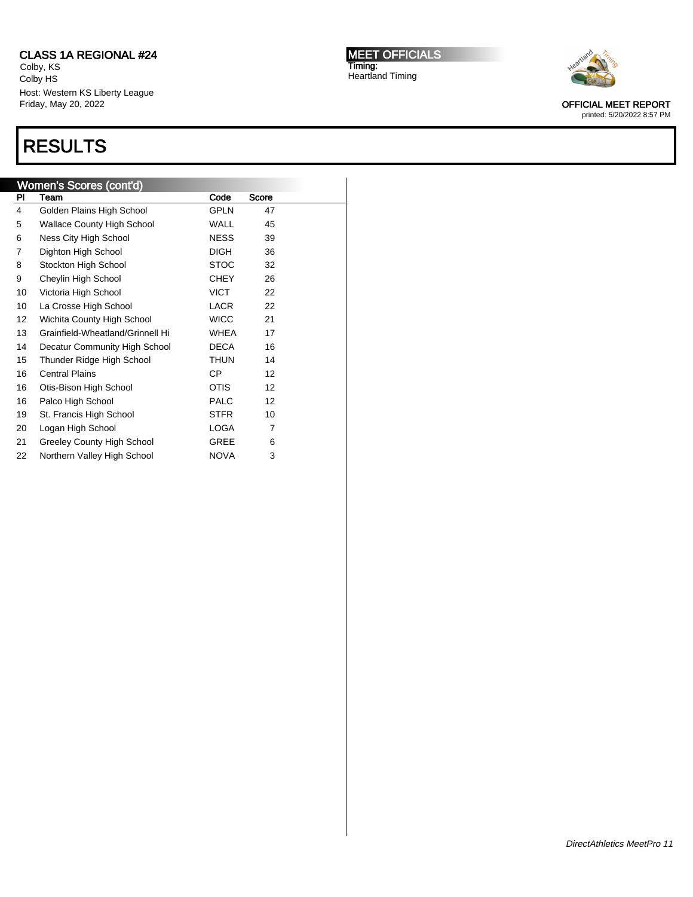CLASS 1A REGIONAL #24
Colby, KS
Colby HS
Host: Western KS Liberty League
Friday, May 20, 2022

**MEET OFFICIALS**
Timing:
Heartland Timing

OFFICIAL MEET REPORT
printed: 5/20/2022 8:57 PM

# RESULTS

## Women's Scores (cont'd)

| Pl | Team | Code | Score |
|---|---|---|---|
| 4 | Golden Plains High School | GPLN | 47 |
| 5 | Wallace County High School | WALL | 45 |
| 6 | Ness City High School | NESS | 39 |
| 7 | Dighton High School | DIGH | 36 |
| 8 | Stockton High School | STOC | 32 |
| 9 | Cheylin High School | CHEY | 26 |
| 10 | Victoria High School | VICT | 22 |
| 10 | La Crosse High School | LACR | 22 |
| 12 | Wichita County High School | WICC | 21 |
| 13 | Grainfield-Wheatland/Grinnell Hi | WHEA | 17 |
| 14 | Decatur Community High School | DECA | 16 |
| 15 | Thunder Ridge High School | THUN | 14 |
| 16 | Central Plains | CP | 12 |
| 16 | Otis-Bison High School | OTIS | 12 |
| 16 | Palco High School | PALC | 12 |
| 19 | St. Francis High School | STFR | 10 |
| 20 | Logan High School | LOGA | 7 |
| 21 | Greeley County High School | GREE | 6 |
| 22 | Northern Valley High School | NOVA | 3 |

*DirectAthletics MeetPro 11*